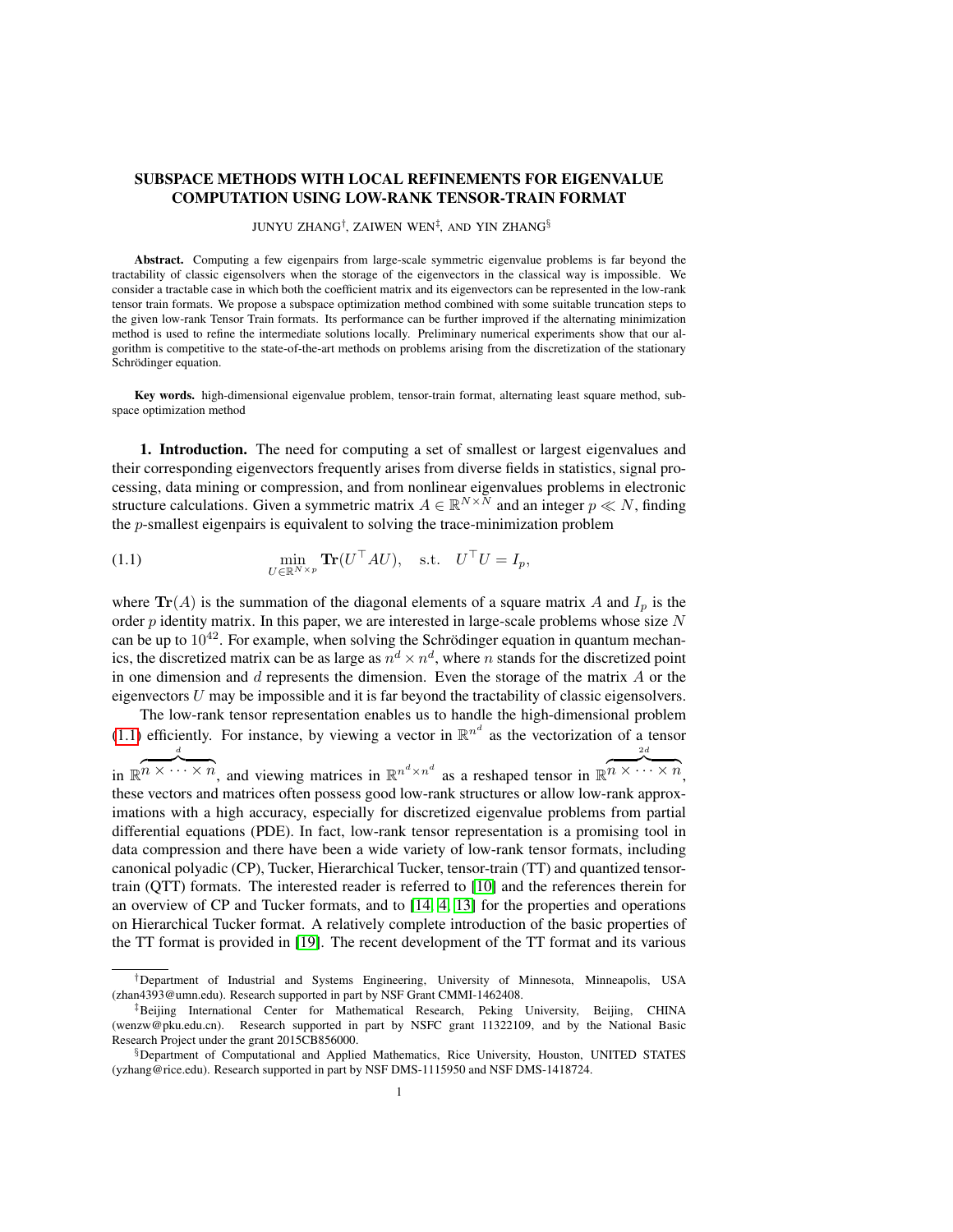# SUBSPACE METHODS WITH LOCAL REFINEMENTS FOR EIGENVALUE COMPUTATION USING LOW-RANK TENSOR-TRAIN FORMAT

JUNYU ZHANG[†], ZAIWEN WEN[‡], AND YIN ZHANG[§]

**Abstract.** Computing a few eigenpairs from large-scale symmetric eigenvalue problems is far beyond the tractability of classic eigensolvers when the storage of the eigenvectors in the classical way is impossible. We consider a tractable case in which both the coefficient matrix and its eigenvectors can be represented in the low-rank tensor train formats. We propose a subspace optimization method combined with some suitable truncation steps to the given low-rank Tensor Train formats. Its performance can be further improved if the alternating minimization method is used to refine the intermediate solutions locally. Preliminary numerical experiments show that our algorithm is competitive to the state-of-the-art methods on problems arising from the discretization of the stationary Schrödinger equation.

**Key words.** high-dimensional eigenvalue problem, tensor-train format, alternating least square method, subspace optimization method

## 1. Introduction.

The need for computing a set of smallest or largest eigenvalues and their corresponding eigenvectors frequently arises from diverse fields in statistics, signal processing, data mining or compression, and from nonlinear eigenvalues problems in electronic structure calculations. Given a symmetric matrix $A \in \mathbb{R}^{N\times N}$ and an integer $p \ll N$, finding the $p$-smallest eigenpairs is equivalent to solving the trace-minimization problem

$$\min_{U\in\mathbb{R}^{N\times p}} \mathbf{Tr}(U^\top AU), \quad \text{s.t.} \quad U^\top U = I_p, \tag{1.1}$$

where $\mathbf{Tr}(A)$ is the summation of the diagonal elements of a square matrix $A$ and $I_p$ is the order $p$ identity matrix. In this paper, we are interested in large-scale problems whose size $N$ can be up to $10^{42}$. For example, when solving the Schrödinger equation in quantum mechanics, the discretized matrix can be as large as $n^d \times n^d$, where $n$ stands for the discretized point in one dimension and $d$ represents the dimension. Even the storage of the matrix $A$ or the eigenvectors $U$ may be impossible and it is far beyond the tractability of classic eigensolvers.

The low-rank tensor representation enables us to handle the high-dimensional problem (1.1) efficiently. For instance, by viewing a vector in $\mathbb{R}^{n^d}$ as the vectorization of a tensor in $\mathbb{R}^{\overbrace{n\times\cdots\times n}^{d}}$, and viewing matrices in $\mathbb{R}^{n^d\times n^d}$ as a reshaped tensor in $\mathbb{R}^{\overbrace{n\times\cdots\times n}^{2d}}$, these vectors and matrices often possess good low-rank structures or allow low-rank approximations with a high accuracy, especially for discretized eigenvalue problems from partial differential equations (PDE). In fact, low-rank tensor representation is a promising tool in data compression and there have been a wide variety of low-rank tensor formats, including canonical polyadic (CP), Tucker, Hierarchical Tucker, tensor-train (TT) and quantized tensor-train (QTT) formats. The interested reader is referred to [10] and the references therein for an overview of CP and Tucker formats, and to [14, 4, 13] for the properties and operations on Hierarchical Tucker format. A relatively complete introduction of the basic properties of the TT format is provided in [19]. The recent development of the TT format and its various

---

[†]Department of Industrial and Systems Engineering, University of Minnesota, Minneapolis, USA (zhan4393@umn.edu). Research supported in part by NSF Grant CMMI-1462408.

[‡]Beijing International Center for Mathematical Research, Peking University, Beijing, CHINA (wenzw@pku.edu.cn). Research supported in part by NSFC grant 11322109, and by the National Basic Research Project under the grant 2015CB856000.

[§]Department of Computational and Applied Mathematics, Rice University, Houston, UNITED STATES (yzhang@rice.edu). Research supported in part by NSF DMS-1115950 and NSF DMS-1418724.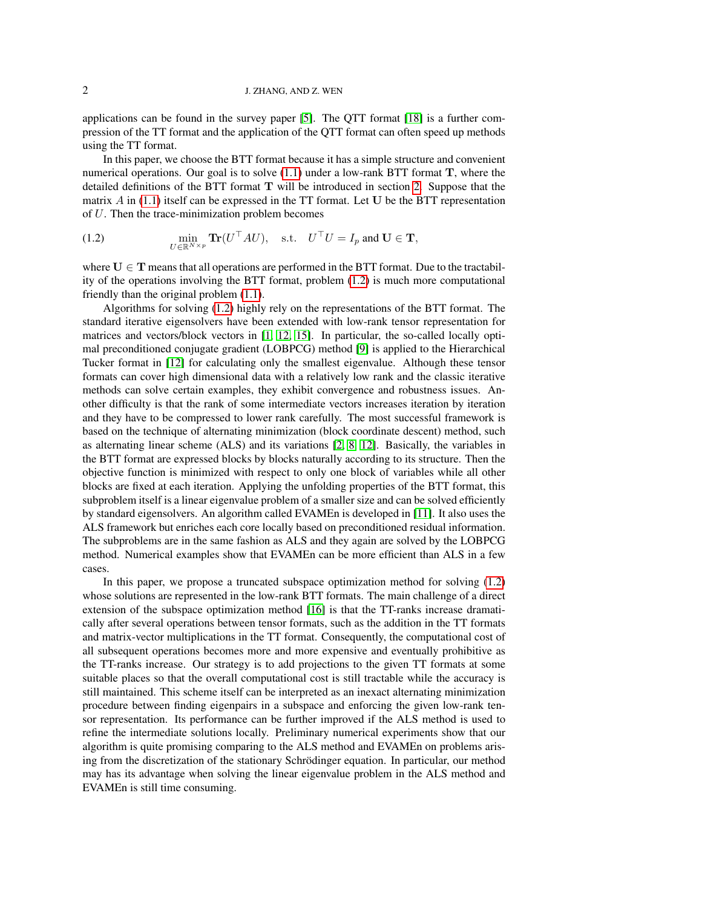applications can be found in the survey paper [5]. The QTT format [18] is a further compression of the TT format and the application of the QTT format can often speed up methods using the TT format.

In this paper, we choose the BTT format because it has a simple structure and convenient numerical operations. Our goal is to solve (1.1) under a low-rank BTT format $\mathbf{T}$, where the detailed definitions of the BTT format $\mathbf{T}$ will be introduced in section 2. Suppose that the matrix $A$ in (1.1) itself can be expressed in the TT format. Let $\mathbf{U}$ be the BTT representation of $U$. Then the trace-minimization problem becomes

$$
\min_{U \in \mathbb{R}^{N \times p}} \mathbf{Tr}(U^\top A U), \quad \text{s.t.} \quad U^\top U = I_p \text{ and } \mathbf{U} \in \mathbf{T}, \tag{1.2}
$$

where $\mathbf{U} \in \mathbf{T}$ means that all operations are performed in the BTT format. Due to the tractability of the operations involving the BTT format, problem (1.2) is much more computational friendly than the original problem (1.1).

Algorithms for solving (1.2) highly rely on the representations of the BTT format. The standard iterative eigensolvers have been extended with low-rank tensor representation for matrices and vectors/block vectors in [1, 12, 15]. In particular, the so-called locally optimal preconditioned conjugate gradient (LOBPCG) method [9] is applied to the Hierarchical Tucker format in [12] for calculating only the smallest eigenvalue. Although these tensor formats can cover high dimensional data with a relatively low rank and the classic iterative methods can solve certain examples, they exhibit convergence and robustness issues. Another difficulty is that the rank of some intermediate vectors increases iteration by iteration and they have to be compressed to lower rank carefully. The most successful framework is based on the technique of alternating minimization (block coordinate descent) method, such as alternating linear scheme (ALS) and its variations [2, 8, 12]. Basically, the variables in the BTT format are expressed blocks by blocks naturally according to its structure. Then the objective function is minimized with respect to only one block of variables while all other blocks are fixed at each iteration. Applying the unfolding properties of the BTT format, this subproblem itself is a linear eigenvalue problem of a smaller size and can be solved efficiently by standard eigensolvers. An algorithm called EVAMEn is developed in [11]. It also uses the ALS framework but enriches each core locally based on preconditioned residual information. The subproblems are in the same fashion as ALS and they again are solved by the LOBPCG method. Numerical examples show that EVAMEn can be more efficient than ALS in a few cases.

In this paper, we propose a truncated subspace optimization method for solving (1.2) whose solutions are represented in the low-rank BTT formats. The main challenge of a direct extension of the subspace optimization method [16] is that the TT-ranks increase dramatically after several operations between tensor formats, such as the addition in the TT formats and matrix-vector multiplications in the TT format. Consequently, the computational cost of all subsequent operations becomes more and more expensive and eventually prohibitive as the TT-ranks increase. Our strategy is to add projections to the given TT formats at some suitable places so that the overall computational cost is still tractable while the accuracy is still maintained. This scheme itself can be interpreted as an inexact alternating minimization procedure between finding eigenpairs in a subspace and enforcing the given low-rank tensor representation. Its performance can be further improved if the ALS method is used to refine the intermediate solutions locally. Preliminary numerical experiments show that our algorithm is quite promising comparing to the ALS method and EVAMEn on problems arising from the discretization of the stationary Schrödinger equation. In particular, our method may has its advantage when solving the linear eigenvalue problem in the ALS method and EVAMEn is still time consuming.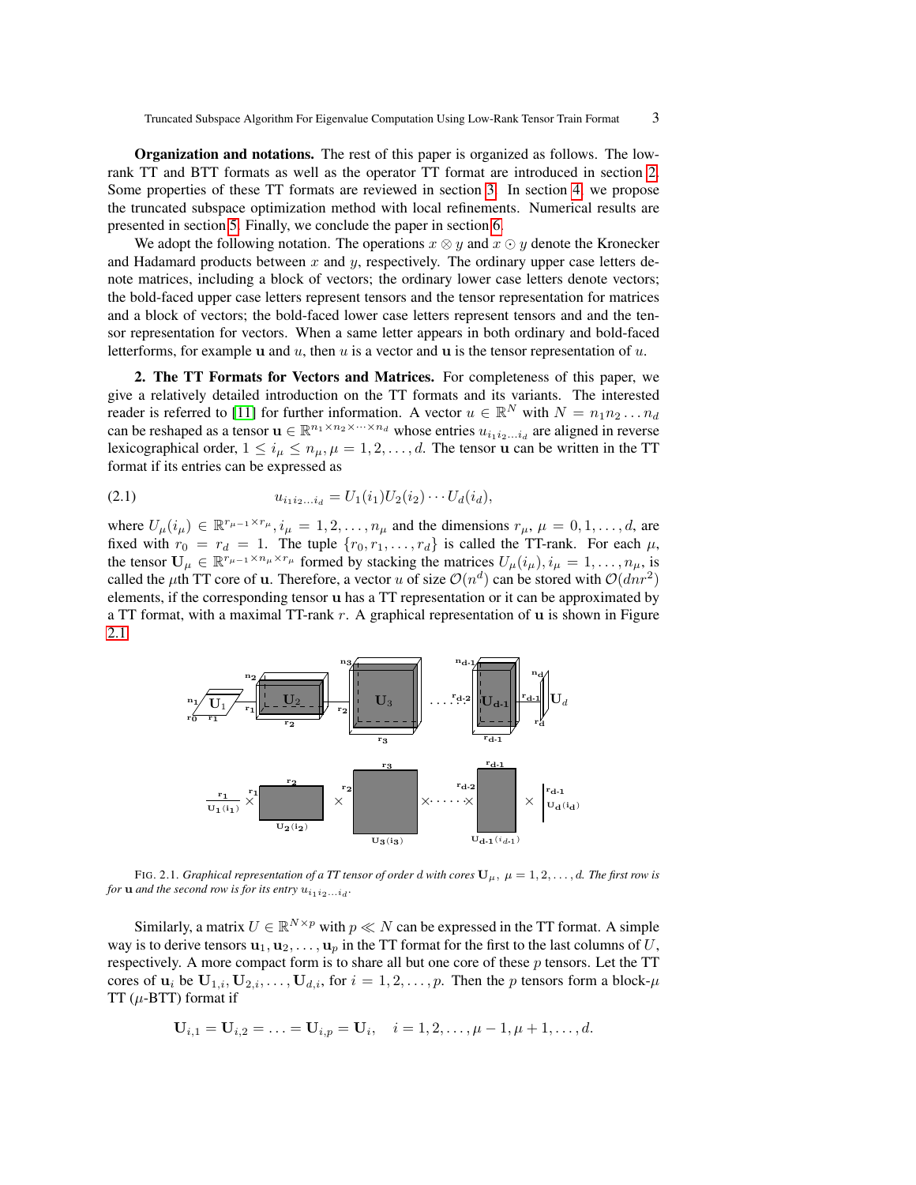**Organization and notations.** The rest of this paper is organized as follows. The low-rank TT and BTT formats as well as the operator TT format are introduced in section 2. Some properties of these TT formats are reviewed in section 3. In section 4, we propose the truncated subspace optimization method with local refinements. Numerical results are presented in section 5. Finally, we conclude the paper in section 6.

We adopt the following notation. The operations $x \otimes y$ and $x \odot y$ denote the Kronecker and Hadamard products between $x$ and $y$, respectively. The ordinary upper case letters denote matrices, including a block of vectors; the ordinary lower case letters denote vectors; the bold-faced upper case letters represent tensors and the tensor representation for matrices and a block of vectors; the bold-faced lower case letters represent tensors and and the tensor representation for vectors. When a same letter appears in both ordinary and bold-faced letterforms, for example $\mathbf{u}$ and $u$, then $u$ is a vector and $\mathbf{u}$ is the tensor representation of $u$.

**2. The TT Formats for Vectors and Matrices.** For completeness of this paper, we give a relatively detailed introduction on the TT formats and its variants. The interested reader is referred to [11] for further information. A vector $u \in \mathbb{R}^N$ with $N = n_1 n_2 \dots n_d$ can be reshaped as a tensor $\mathbf{u} \in \mathbb{R}^{n_1 \times n_2 \times \dots \times n_d}$ whose entries $u_{i_1 i_2 \dots i_d}$ are aligned in reverse lexicographical order, $1 \le i_\mu \le n_\mu, \mu = 1, 2, \dots, d$. The tensor $\mathbf{u}$ can be written in the TT format if its entries can be expressed as

$$u_{i_1 i_2 \dots i_d} = U_1(i_1) U_2(i_2) \cdots U_d(i_d), \tag{2.1}$$

where $U_\mu(i_\mu) \in \mathbb{R}^{r_{\mu-1} \times r_\mu}, i_\mu = 1, 2, \dots, n_\mu$ and the dimensions $r_\mu$, $\mu = 0, 1, \dots, d$, are fixed with $r_0 = r_d = 1$. The tuple $\{r_0, r_1, \dots, r_d\}$ is called the TT-rank. For each $\mu$, the tensor $\mathbf{U}_\mu \in \mathbb{R}^{r_{\mu-1} \times n_\mu \times r_\mu}$ formed by stacking the matrices $U_\mu(i_\mu), i_\mu = 1, \dots, n_\mu$, is called the $\mu$th TT core of $\mathbf{u}$. Therefore, a vector $u$ of size $\mathcal{O}(n^d)$ can be stored with $\mathcal{O}(dnr^2)$ elements, if the corresponding tensor $\mathbf{u}$ has a TT representation or it can be approximated by a TT format, with a maximal TT-rank $r$. A graphical representation of $\mathbf{u}$ is shown in Figure 2.1.

FIG. 2.1. *Graphical representation of a TT tensor of order $d$ with cores $\mathbf{U}_\mu$, $\mu = 1, 2, \dots, d$. The first row is for $\mathbf{u}$ and the second row is for its entry $u_{i_1 i_2 \dots i_d}$.*

Similarly, a matrix $U \in \mathbb{R}^{N \times p}$ with $p \ll N$ can be expressed in the TT format. A simple way is to derive tensors $\mathbf{u}_1, \mathbf{u}_2, \dots, \mathbf{u}_p$ in the TT format for the first to the last columns of $U$, respectively. A more compact form is to share all but one core of these $p$ tensors. Let the TT cores of $\mathbf{u}_i$ be $\mathbf{U}_{1,i}, \mathbf{U}_{2,i}, \dots, \mathbf{U}_{d,i}$, for $i = 1, 2, \dots, p$. Then the $p$ tensors form a block-$\mu$ TT ($\mu$-BTT) format if

$$\mathbf{U}_{i,1} = \mathbf{U}_{i,2} = \dots = \mathbf{U}_{i,p} = \mathbf{U}_i, \quad i = 1, 2, \dots, \mu - 1, \mu + 1, \dots, d.$$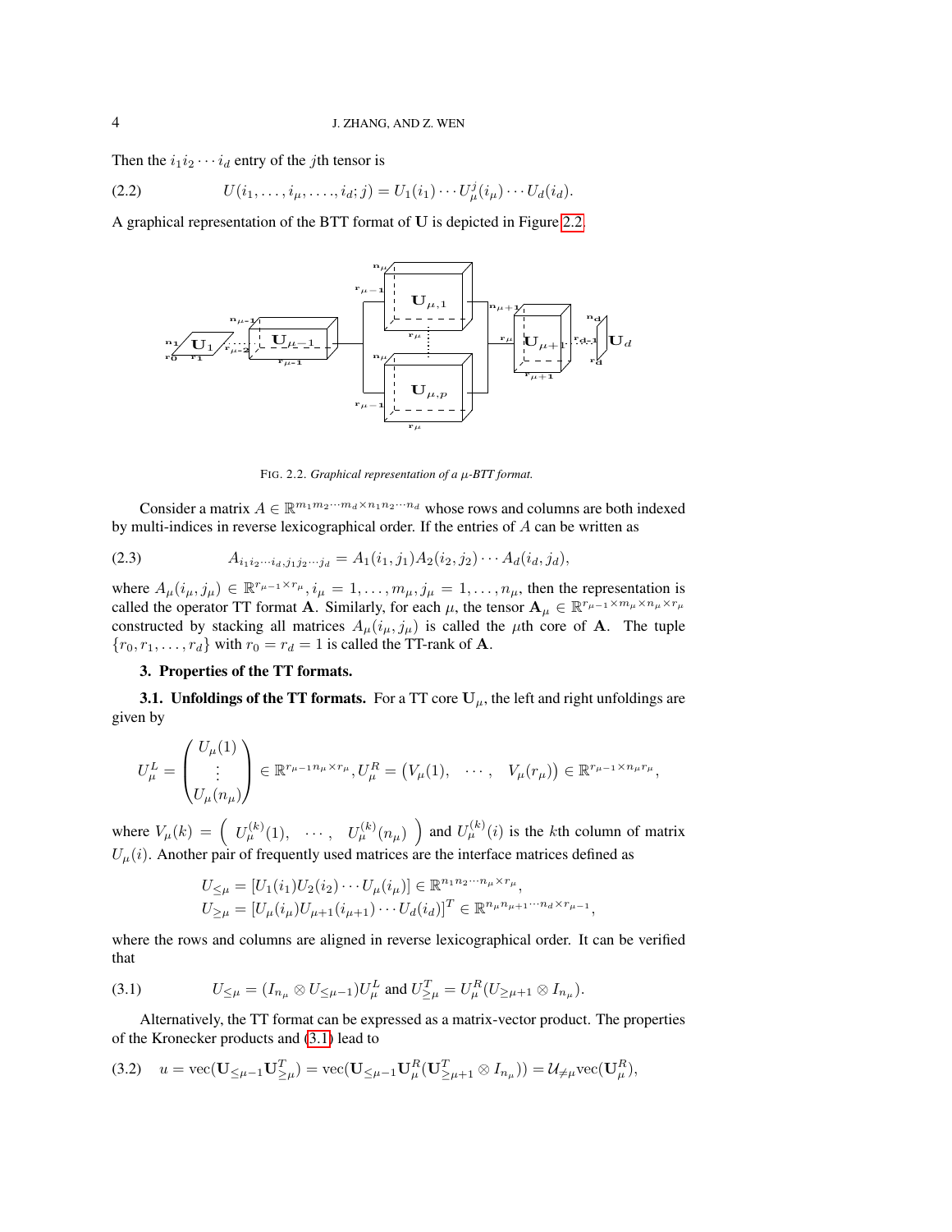Then the $i_1 i_2 \cdots i_d$ entry of the $j$th tensor is

$$U(i_1, \ldots, i_\mu, \ldots, i_d; j) = U_1(i_1) \cdots U_\mu^j(i_\mu) \cdots U_d(i_d). \tag{2.2}$$

A graphical representation of the BTT format of $\mathbf{U}$ is depicted in Figure 2.2.

FIG. 2.2. *Graphical representation of a $\mu$-BTT format.*

Consider a matrix $A \in \mathbb{R}^{m_1 m_2 \cdots m_d \times n_1 n_2 \cdots n_d}$ whose rows and columns are both indexed by multi-indices in reverse lexicographical order. If the entries of $A$ can be written as

$$A_{i_1 i_2 \cdots i_d, j_1 j_2 \cdots j_d} = A_1(i_1, j_1) A_2(i_2, j_2) \cdots A_d(i_d, j_d), \tag{2.3}$$

where $A_\mu(i_\mu, j_\mu) \in \mathbb{R}^{r_{\mu-1} \times r_\mu}$, $i_\mu = 1, \ldots, m_\mu, j_\mu = 1, \ldots, n_\mu$, then the representation is called the operator TT format $\mathbf{A}$. Similarly, for each $\mu$, the tensor $\mathbf{A}_\mu \in \mathbb{R}^{r_{\mu-1} \times m_\mu \times n_\mu \times r_\mu}$ constructed by stacking all matrices $A_\mu(i_\mu, j_\mu)$ is called the $\mu$th core of $\mathbf{A}$. The tuple $\{r_0, r_1, \ldots, r_d\}$ with $r_0 = r_d = 1$ is called the TT-rank of $\mathbf{A}$.

## 3. Properties of the TT formats.

### 3.1. Unfoldings of the TT formats.

For a TT core $\mathbf{U}_\mu$, the left and right unfoldings are given by

$$U_\mu^L = \begin{pmatrix} U_\mu(1) \\ \vdots \\ U_\mu(n_\mu) \end{pmatrix} \in \mathbb{R}^{r_{\mu-1} n_\mu \times r_\mu}, U_\mu^R = \begin{pmatrix} V_\mu(1), & \cdots, & V_\mu(r_\mu) \end{pmatrix} \in \mathbb{R}^{r_{\mu-1} \times n_\mu r_\mu},$$

where $V_\mu(k) = \begin{pmatrix} U_\mu^{(k)}(1), & \cdots, & U_\mu^{(k)}(n_\mu) \end{pmatrix}$ and $U_\mu^{(k)}(i)$ is the $k$th column of matrix $U_\mu(i)$. Another pair of frequently used matrices are the interface matrices defined as

$$\begin{aligned} U_{\leq \mu} &= [U_1(i_1) U_2(i_2) \cdots U_\mu(i_\mu)] \in \mathbb{R}^{n_1 n_2 \cdots n_\mu \times r_\mu}, \\ U_{\geq \mu} &= [U_\mu(i_\mu) U_{\mu+1}(i_{\mu+1}) \cdots U_d(i_d)]^T \in \mathbb{R}^{n_\mu n_{\mu+1} \cdots n_d \times r_{\mu-1}}, \end{aligned}$$

where the rows and columns are aligned in reverse lexicographical order. It can be verified that

$$U_{\leq \mu} = (I_{n_\mu} \otimes U_{\leq \mu-1}) U_\mu^L \text{ and } U_{\geq \mu}^T = U_\mu^R (U_{\geq \mu+1} \otimes I_{n_\mu}). \tag{3.1}$$

Alternatively, the TT format can be expressed as a matrix-vector product. The properties of the Kronecker products and (3.1) lead to

$$u = \text{vec}(\mathbf{U}_{\leq \mu-1} \mathbf{U}_{\geq \mu}^T) = \text{vec}(\mathbf{U}_{\leq \mu-1} \mathbf{U}_\mu^R (\mathbf{U}_{\geq \mu+1}^T \otimes I_{n_\mu})) = \mathcal{U}_{\neq \mu} \text{vec}(\mathbf{U}_\mu^R), \tag{3.2}$$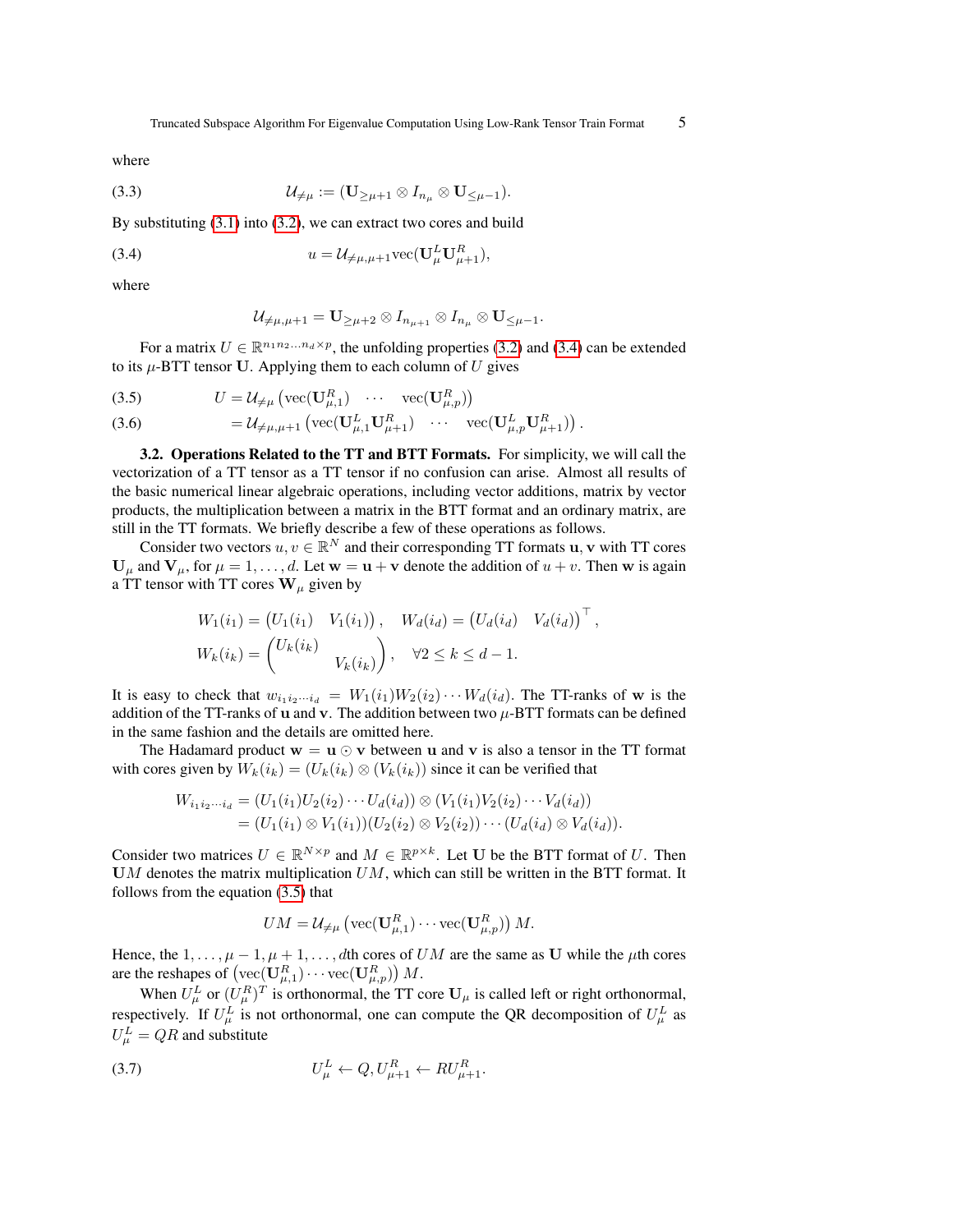where

$$\mathcal{U}_{\neq\mu} := (\mathbf{U}_{\geq\mu+1} \otimes I_{n_\mu} \otimes \mathbf{U}_{\leq\mu-1}). \tag{3.3}$$

By substituting (3.1) into (3.2), we can extract two cores and build

$$u = \mathcal{U}_{\neq\mu,\mu+1}\text{vec}(\mathbf{U}_\mu^L \mathbf{U}_{\mu+1}^R), \tag{3.4}$$

where

$$\mathcal{U}_{\neq\mu,\mu+1} = \mathbf{U}_{\geq\mu+2} \otimes I_{n_{\mu+1}} \otimes I_{n_\mu} \otimes \mathbf{U}_{\leq\mu-1}.$$

For a matrix $U \in \mathbb{R}^{n_1 n_2 \ldots n_d \times p}$, the unfolding properties (3.2) and (3.4) can be extended to its $\mu$-BTT tensor $\mathbf{U}$. Applying them to each column of $U$ gives

$$U = \mathcal{U}_{\neq\mu}\left(\text{vec}(\mathbf{U}_{\mu,1}^R) \quad \cdots \quad \text{vec}(\mathbf{U}_{\mu,p}^R)\right) \tag{3.5}$$

$$= \mathcal{U}_{\neq\mu,\mu+1}\left(\text{vec}(\mathbf{U}_{\mu,1}^L \mathbf{U}_{\mu+1}^R) \quad \cdots \quad \text{vec}(\mathbf{U}_{\mu,p}^L \mathbf{U}_{\mu+1}^R)\right). \tag{3.6}$$

**3.2. Operations Related to the TT and BTT Formats.** For simplicity, we will call the vectorization of a TT tensor as a TT tensor if no confusion can arise. Almost all results of the basic numerical linear algebraic operations, including vector additions, matrix by vector products, the multiplication between a matrix in the BTT format and an ordinary matrix, are still in the TT formats. We briefly describe a few of these operations as follows.

Consider two vectors $u, v \in \mathbb{R}^N$ and their corresponding TT formats $\mathbf{u}, \mathbf{v}$ with TT cores $\mathbf{U}_\mu$ and $\mathbf{V}_\mu$, for $\mu = 1, \ldots, d$. Let $\mathbf{w} = \mathbf{u} + \mathbf{v}$ denote the addition of $u + v$. Then $\mathbf{w}$ is again a TT tensor with TT cores $\mathbf{W}_\mu$ given by

$$W_1(i_1) = \begin{pmatrix} U_1(i_1) & V_1(i_1) \end{pmatrix}, \quad W_d(i_d) = \begin{pmatrix} U_d(i_d) & V_d(i_d) \end{pmatrix}^\top,$$
$$W_k(i_k) = \begin{pmatrix} U_k(i_k) & \\ & V_k(i_k) \end{pmatrix}, \quad \forall 2 \leq k \leq d-1.$$

It is easy to check that $w_{i_1 i_2 \cdots i_d} = W_1(i_1) W_2(i_2) \cdots W_d(i_d)$. The TT-ranks of $\mathbf{w}$ is the addition of the TT-ranks of $\mathbf{u}$ and $\mathbf{v}$. The addition between two $\mu$-BTT formats can be defined in the same fashion and the details are omitted here.

The Hadamard product $\mathbf{w} = \mathbf{u} \odot \mathbf{v}$ between $\mathbf{u}$ and $\mathbf{v}$ is also a tensor in the TT format with cores given by $W_k(i_k) = (U_k(i_k) \otimes (V_k(i_k))$ since it can be verified that

$$\begin{aligned} W_{i_1 i_2 \cdots i_d} &= (U_1(i_1) U_2(i_2) \cdots U_d(i_d)) \otimes (V_1(i_1) V_2(i_2) \cdots V_d(i_d)) \\ &= (U_1(i_1) \otimes V_1(i_1))(U_2(i_2) \otimes V_2(i_2)) \cdots (U_d(i_d) \otimes V_d(i_d)). \end{aligned}$$

Consider two matrices $U \in \mathbb{R}^{N \times p}$ and $M \in \mathbb{R}^{p \times k}$. Let $\mathbf{U}$ be the BTT format of $U$. Then $\mathbf{U}M$ denotes the matrix multiplication $UM$, which can still be written in the BTT format. It follows from the equation (3.5) that

$$UM = \mathcal{U}_{\neq\mu}\left(\text{vec}(\mathbf{U}_{\mu,1}^R) \cdots \text{vec}(\mathbf{U}_{\mu,p}^R)\right) M.$$

Hence, the $1, \ldots, \mu-1, \mu+1, \ldots, d$th cores of $UM$ are the same as $\mathbf{U}$ while the $\mu$th cores are the reshapes of $\left(\text{vec}(\mathbf{U}_{\mu,1}^R) \cdots \text{vec}(\mathbf{U}_{\mu,p}^R)\right) M$.

When $U_\mu^L$ or $(U_\mu^R)^T$ is orthonormal, the TT core $\mathbf{U}_\mu$ is called left or right orthonormal, respectively. If $U_\mu^L$ is not orthonormal, one can compute the QR decomposition of $U_\mu^L$ as $U_\mu^L = QR$ and substitute

$$U_\mu^L \leftarrow Q, U_{\mu+1}^R \leftarrow R U_{\mu+1}^R. \tag{3.7}$$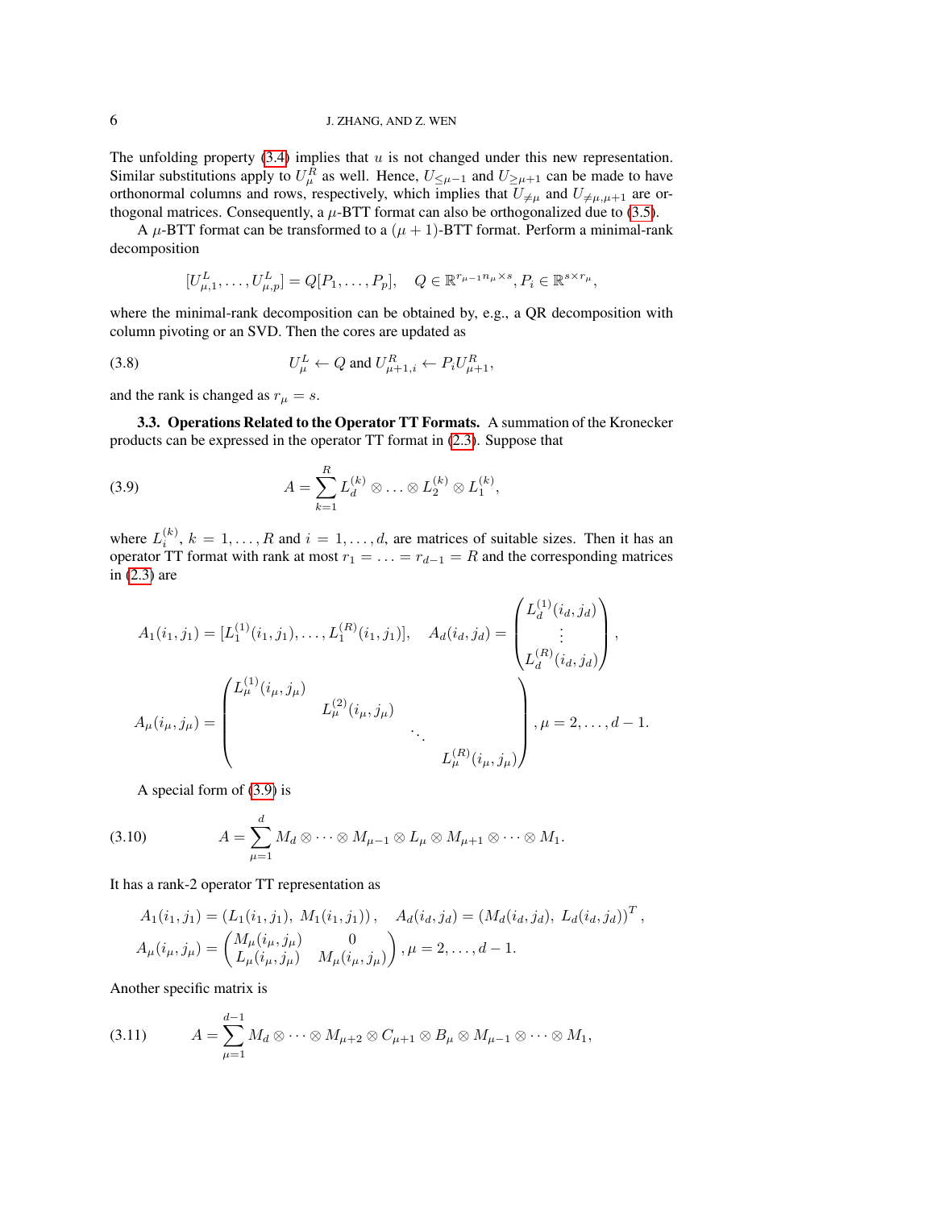The unfolding property (3.4) implies that $u$ is not changed under this new representation. Similar substitutions apply to $U_\mu^R$ as well. Hence, $U_{\leq \mu-1}$ and $U_{\geq \mu+1}$ can be made to have orthonormal columns and rows, respectively, which implies that $U_{\neq \mu}$ and $U_{\neq \mu,\mu+1}$ are orthogonal matrices. Consequently, a $\mu$-BTT format can also be orthogonalized due to (3.5).

A $\mu$-BTT format can be transformed to a $(\mu+1)$-BTT format. Perform a minimal-rank decomposition

$$
[U_{\mu,1}^L, \ldots, U_{\mu,p}^L] = Q[P_1, \ldots, P_p], \quad Q \in \mathbb{R}^{r_{\mu-1}n_\mu \times s}, P_i \in \mathbb{R}^{s \times r_\mu},
$$

where the minimal-rank decomposition can be obtained by, e.g., a QR decomposition with column pivoting or an SVD. Then the cores are updated as

$$
U_\mu^L \leftarrow Q \text{ and } U_{\mu+1,i}^R \leftarrow P_i U_{\mu+1}^R, \tag{3.8}
$$

and the rank is changed as $r_\mu = s$.

### 3.3. Operations Related to the Operator TT Formats.

A summation of the Kronecker products can be expressed in the operator TT format in (2.3). Suppose that

$$
A = \sum_{k=1}^{R} L_d^{(k)} \otimes \ldots \otimes L_2^{(k)} \otimes L_1^{(k)}, \tag{3.9}
$$

where $L_i^{(k)}$, $k = 1, \ldots, R$ and $i = 1, \ldots, d$, are matrices of suitable sizes. Then it has an operator TT format with rank at most $r_1 = \ldots = r_{d-1} = R$ and the corresponding matrices in (2.3) are

$$
A_1(i_1, j_1) = [L_1^{(1)}(i_1, j_1), \ldots, L_1^{(R)}(i_1, j_1)], \quad A_d(i_d, j_d) = \begin{pmatrix} L_d^{(1)}(i_d, j_d) \\ \vdots \\ L_d^{(R)}(i_d, j_d) \end{pmatrix},
$$

$$
A_\mu(i_\mu, j_\mu) = \begin{pmatrix} L_\mu^{(1)}(i_\mu, j_\mu) & & & \\ & L_\mu^{(2)}(i_\mu, j_\mu) & & \\ & & \ddots & \\ & & & L_\mu^{(R)}(i_\mu, j_\mu) \end{pmatrix}, \mu = 2, \ldots, d-1.
$$

A special form of (3.9) is

$$
A = \sum_{\mu=1}^{d} M_d \otimes \cdots \otimes M_{\mu-1} \otimes L_\mu \otimes M_{\mu+1} \otimes \cdots \otimes M_1. \tag{3.10}
$$

It has a rank-2 operator TT representation as

$$
\begin{aligned}
&A_1(i_1, j_1) = (L_1(i_1, j_1),\ M_1(i_1, j_1)), \quad A_d(i_d, j_d) = (M_d(i_d, j_d),\ L_d(i_d, j_d))^T, \\
&A_\mu(i_\mu, j_\mu) = \begin{pmatrix} M_\mu(i_\mu, j_\mu) & 0 \\ L_\mu(i_\mu, j_\mu) & M_\mu(i_\mu, j_\mu) \end{pmatrix}, \mu = 2, \ldots, d-1.
\end{aligned}
$$

Another specific matrix is

$$
A = \sum_{\mu=1}^{d-1} M_d \otimes \cdots \otimes M_{\mu+2} \otimes C_{\mu+1} \otimes B_\mu \otimes M_{\mu-1} \otimes \cdots \otimes M_1, \tag{3.11}
$$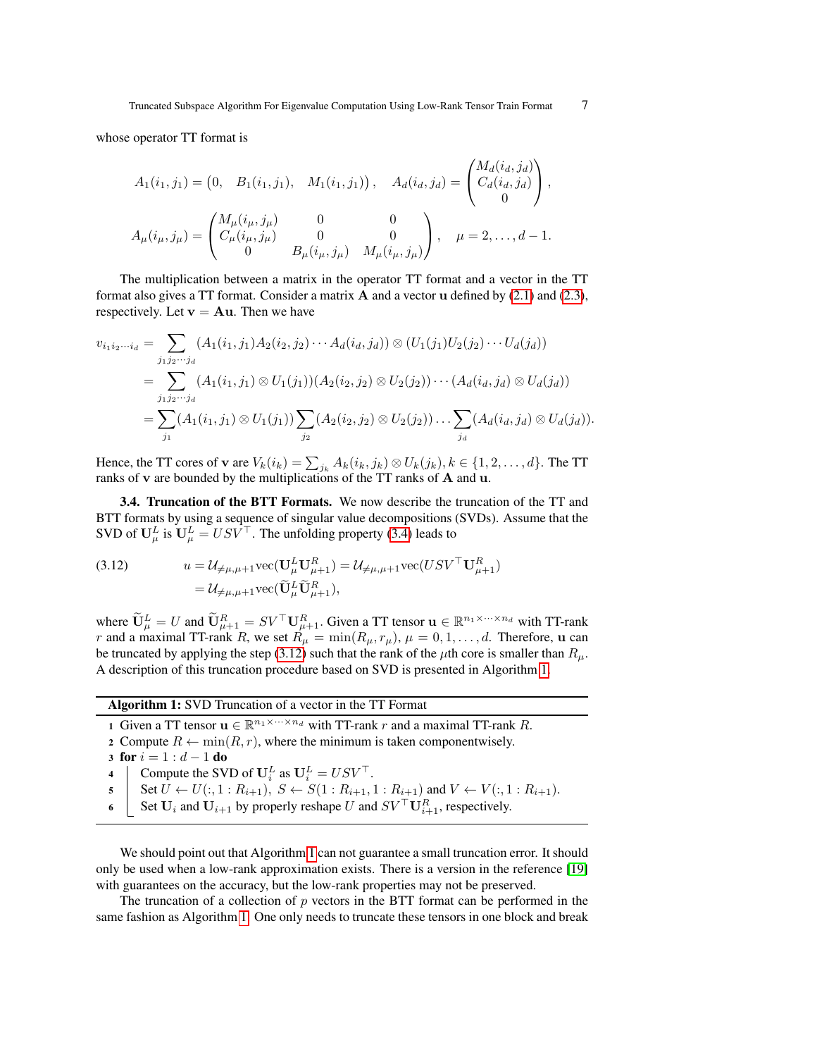whose operator TT format is

$$
A_1(i_1, j_1) = \begin{pmatrix} 0, & B_1(i_1, j_1), & M_1(i_1, j_1) \end{pmatrix}, \quad A_d(i_d, j_d) = \begin{pmatrix} M_d(i_d, j_d) \\ C_d(i_d, j_d) \\ 0 \end{pmatrix},
$$

$$
A_\mu(i_\mu, j_\mu) = \begin{pmatrix} M_\mu(i_\mu, j_\mu) & 0 & 0 \\ C_\mu(i_\mu, j_\mu) & 0 & 0 \\ 0 & B_\mu(i_\mu, j_\mu) & M_\mu(i_\mu, j_\mu) \end{pmatrix}, \quad \mu = 2, \ldots, d-1.
$$

The multiplication between a matrix in the operator TT format and a vector in the TT format also gives a TT format. Consider a matrix $\mathbf{A}$ and a vector $\mathbf{u}$ defined by (2.1) and (2.3), respectively. Let $\mathbf{v} = \mathbf{A}\mathbf{u}$. Then we have

$$
\begin{aligned}
v_{i_1 i_2 \cdots i_d} &= \sum_{j_1 j_2 \cdots j_d} (A_1(i_1, j_1) A_2(i_2, j_2) \cdots A_d(i_d, j_d)) \otimes (U_1(j_1) U_2(j_2) \cdots U_d(j_d)) \\
&= \sum_{j_1 j_2 \cdots j_d} (A_1(i_1, j_1) \otimes U_1(j_1))(A_2(i_2, j_2) \otimes U_2(j_2)) \cdots (A_d(i_d, j_d) \otimes U_d(j_d)) \\
&= \sum_{j_1} (A_1(i_1, j_1) \otimes U_1(j_1)) \sum_{j_2} (A_2(i_2, j_2) \otimes U_2(j_2)) \ldots \sum_{j_d} (A_d(i_d, j_d) \otimes U_d(j_d)).
\end{aligned}
$$

Hence, the TT cores of $\mathbf{v}$ are $V_k(i_k) = \sum_{j_k} A_k(i_k, j_k) \otimes U_k(j_k), k \in \{1, 2, \ldots, d\}$. The TT ranks of $\mathbf{v}$ are bounded by the multiplications of the TT ranks of $\mathbf{A}$ and $\mathbf{u}$.

**3.4. Truncation of the BTT Formats.** We now describe the truncation of the TT and BTT formats by using a sequence of singular value decompositions (SVDs). Assume that the SVD of $\mathbf{U}_\mu^L$ is $\mathbf{U}_\mu^L = USV^\top$. The unfolding property (3.4) leads to

$$
\begin{aligned}
u &= \mathcal{U}_{\neq \mu, \mu+1} \mathrm{vec}(\mathbf{U}_\mu^L \mathbf{U}_{\mu+1}^R) = \mathcal{U}_{\neq \mu, \mu+1} \mathrm{vec}(USV^\top \mathbf{U}_{\mu+1}^R) \\
&= \mathcal{U}_{\neq \mu, \mu+1} \mathrm{vec}(\widetilde{\mathbf{U}}_\mu^L \widetilde{\mathbf{U}}_{\mu+1}^R),
\end{aligned}
\tag{3.12}
$$

where $\widetilde{\mathbf{U}}_\mu^L = U$ and $\widetilde{\mathbf{U}}_{\mu+1}^R = SV^\top \mathbf{U}_{\mu+1}^R$. Given a TT tensor $\mathbf{u} \in \mathbb{R}^{n_1 \times \cdots \times n_d}$ with TT-rank $r$ and a maximal TT-rank $R$, we set $R_\mu = \min(R_\mu, r_\mu)$, $\mu = 0, 1, \ldots, d$. Therefore, $\mathbf{u}$ can be truncated by applying the step (3.12) such that the rank of the $\mu$th core is smaller than $R_\mu$. A description of this truncation procedure based on SVD is presented in Algorithm 1.

---

**Algorithm 1:** SVD Truncation of a vector in the TT Format

---

1. Given a TT tensor $\mathbf{u} \in \mathbb{R}^{n_1 \times \cdots \times n_d}$ with TT-rank $r$ and a maximal TT-rank $R$.
2. Compute $R \leftarrow \min(R, r)$, where the minimum is taken componentwisely.
3. **for** $i = 1 : d-1$ **do**
4. &nbsp;&nbsp;&nbsp;&nbsp;Compute the SVD of $\mathbf{U}_i^L$ as $\mathbf{U}_i^L = USV^\top$.
5. &nbsp;&nbsp;&nbsp;&nbsp;Set $U \leftarrow U(:, 1 : R_{i+1})$, $S \leftarrow S(1 : R_{i+1}, 1 : R_{i+1})$ and $V \leftarrow V(:, 1 : R_{i+1})$.
6. &nbsp;&nbsp;&nbsp;&nbsp;Set $\mathbf{U}_i$ and $\mathbf{U}_{i+1}$ by properly reshape $U$ and $SV^\top \mathbf{U}_{i+1}^R$, respectively.

---

We should point out that Algorithm 1 can not guarantee a small truncation error. It should only be used when a low-rank approximation exists. There is a version in the reference [19] with guarantees on the accuracy, but the low-rank properties may not be preserved.

The truncation of a collection of $p$ vectors in the BTT format can be performed in the same fashion as Algorithm 1. One only needs to truncate these tensors in one block and break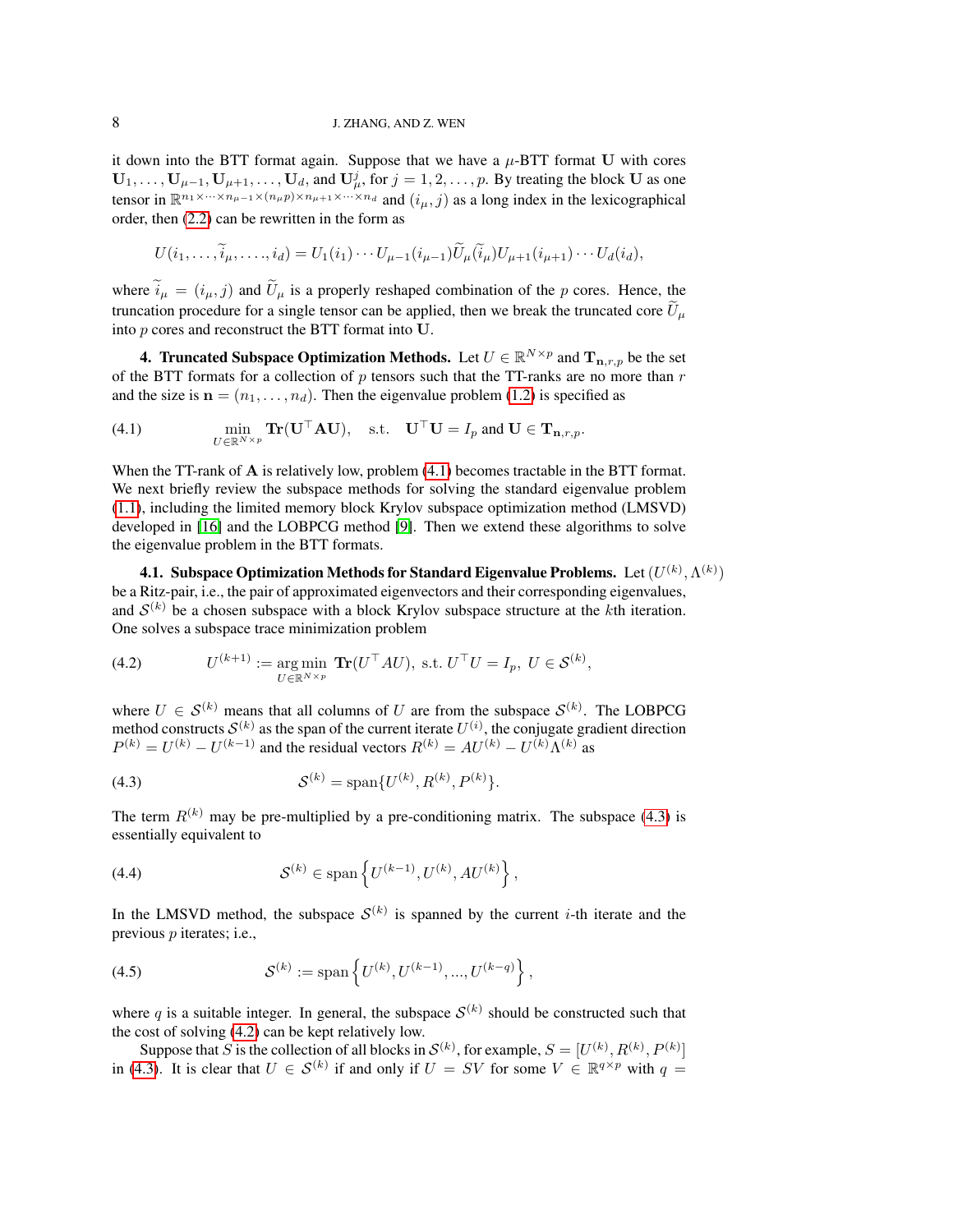it down into the BTT format again. Suppose that we have a $\mu$-BTT format $\mathbf{U}$ with cores $\mathbf{U}_1, \ldots, \mathbf{U}_{\mu-1}, \mathbf{U}_{\mu+1}, \ldots, \mathbf{U}_d$, and $\mathbf{U}_\mu^j$, for $j = 1, 2, \ldots, p$. By treating the block $\mathbf{U}$ as one tensor in $\mathbb{R}^{n_1 \times \cdots \times n_{\mu-1} \times (n_\mu p) \times n_{\mu+1} \times \cdots \times n_d}$ and $(i_\mu, j)$ as a long index in the lexicographical order, then (2.2) can be rewritten in the form as

$$U(i_1, \ldots, \widetilde{i}_\mu, \ldots, i_d) = U_1(i_1) \cdots U_{\mu-1}(i_{\mu-1}) \widetilde{U}_\mu(\widetilde{i}_\mu) U_{\mu+1}(i_{\mu+1}) \cdots U_d(i_d),$$

where $\widetilde{i}_\mu = (i_\mu, j)$ and $\widetilde{U}_\mu$ is a properly reshaped combination of the $p$ cores. Hence, the truncation procedure for a single tensor can be applied, then we break the truncated core $\widetilde{U}_\mu$ into $p$ cores and reconstruct the BTT format into $\mathbf{U}$.

**4. Truncated Subspace Optimization Methods.** Let $U \in \mathbb{R}^{N \times p}$ and $\mathbf{T}_{\mathbf{n},r,p}$ be the set of the BTT formats for a collection of $p$ tensors such that the TT-ranks are no more than $r$ and the size is $\mathbf{n} = (n_1, \ldots, n_d)$. Then the eigenvalue problem (1.2) is specified as

$$\min_{U \in \mathbb{R}^{N \times p}} \mathbf{Tr}(\mathbf{U}^\top \mathbf{A} \mathbf{U}), \quad \text{s.t.} \quad \mathbf{U}^\top \mathbf{U} = I_p \text{ and } \mathbf{U} \in \mathbf{T}_{\mathbf{n},r,p}. \tag{4.1}$$

When the TT-rank of $\mathbf{A}$ is relatively low, problem (4.1) becomes tractable in the BTT format. We next briefly review the subspace methods for solving the standard eigenvalue problem (1.1), including the limited memory block Krylov subspace optimization method (LMSVD) developed in [16] and the LOBPCG method [9]. Then we extend these algorithms to solve the eigenvalue problem in the BTT formats.

**4.1. Subspace Optimization Methods for Standard Eigenvalue Problems.** Let $(U^{(k)}, \Lambda^{(k)})$ be a Ritz-pair, i.e., the pair of approximated eigenvectors and their corresponding eigenvalues, and $\mathcal{S}^{(k)}$ be a chosen subspace with a block Krylov subspace structure at the $k$th iteration. One solves a subspace trace minimization problem

$$U^{(k+1)} := \arg\min_{U \in \mathbb{R}^{N \times p}} \mathbf{Tr}(U^\top A U), \text{ s.t. } U^\top U = I_p, \; U \in \mathcal{S}^{(k)}, \tag{4.2}$$

where $U \in \mathcal{S}^{(k)}$ means that all columns of $U$ are from the subspace $\mathcal{S}^{(k)}$. The LOBPCG method constructs $\mathcal{S}^{(k)}$ as the span of the current iterate $U^{(i)}$, the conjugate gradient direction $P^{(k)} = U^{(k)} - U^{(k-1)}$ and the residual vectors $R^{(k)} = AU^{(k)} - U^{(k)}\Lambda^{(k)}$ as

$$\mathcal{S}^{(k)} = \operatorname{span}\{U^{(k)}, R^{(k)}, P^{(k)}\}. \tag{4.3}$$

The term $R^{(k)}$ may be pre-multiplied by a pre-conditioning matrix. The subspace (4.3) is essentially equivalent to

$$\mathcal{S}^{(k)} \in \operatorname{span}\left\{U^{(k-1)}, U^{(k)}, AU^{(k)}\right\}, \tag{4.4}$$

In the LMSVD method, the subspace $\mathcal{S}^{(k)}$ is spanned by the current $i$-th iterate and the previous $p$ iterates; i.e.,

$$\mathcal{S}^{(k)} := \operatorname{span}\left\{U^{(k)}, U^{(k-1)}, ..., U^{(k-q)}\right\}, \tag{4.5}$$

where $q$ is a suitable integer. In general, the subspace $\mathcal{S}^{(k)}$ should be constructed such that the cost of solving (4.2) can be kept relatively low.

Suppose that $S$ is the collection of all blocks in $\mathcal{S}^{(k)}$, for example, $S = [U^{(k)}, R^{(k)}, P^{(k)}]$ in (4.3). It is clear that $U \in \mathcal{S}^{(k)}$ if and only if $U = SV$ for some $V \in \mathbb{R}^{q \times p}$ with $q =$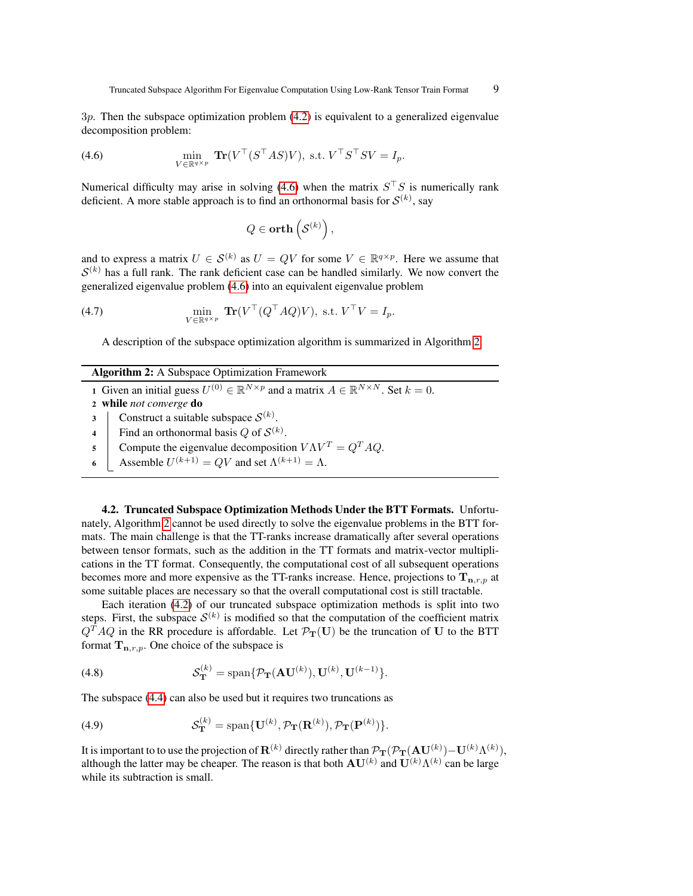$3p$. Then the subspace optimization problem (4.2) is equivalent to a generalized eigenvalue decomposition problem:

$$\min_{V\in\mathbb{R}^{q\times p}} \mathbf{Tr}(V^\top(S^\top AS)V), \text{ s.t. } V^\top S^\top SV = I_p. \tag{4.6}$$

Numerical difficulty may arise in solving (4.6) when the matrix $S^\top S$ is numerically rank deficient. A more stable approach is to find an orthonormal basis for $\mathcal{S}^{(k)}$, say

$$Q \in \mathbf{orth}\left(\mathcal{S}^{(k)}\right),$$

and to express a matrix $U \in \mathcal{S}^{(k)}$ as $U = QV$ for some $V \in \mathbb{R}^{q\times p}$. Here we assume that $\mathcal{S}^{(k)}$ has a full rank. The rank deficient case can be handled similarly. We now convert the generalized eigenvalue problem (4.6) into an equivalent eigenvalue problem

$$\min_{V\in\mathbb{R}^{q\times p}} \mathbf{Tr}(V^\top(Q^\top AQ)V), \text{ s.t. } V^\top V = I_p. \tag{4.7}$$

A description of the subspace optimization algorithm is summarized in Algorithm 2.

---

**Algorithm 2:** A Subspace Optimization Framework

1. Given an initial guess $U^{(0)} \in \mathbb{R}^{N\times p}$ and a matrix $A \in \mathbb{R}^{N\times N}$. Set $k = 0$.
2. **while** *not converge* **do**
3. Construct a suitable subspace $\mathcal{S}^{(k)}$.
4. Find an orthonormal basis $Q$ of $\mathcal{S}^{(k)}$.
5. Compute the eigenvalue decomposition $V\Lambda V^T = Q^T AQ$.
6. Assemble $U^{(k+1)} = QV$ and set $\Lambda^{(k+1)} = \Lambda$.

---

**4.2. Truncated Subspace Optimization Methods Under the BTT Formats.** Unfortunately, Algorithm 2 cannot be used directly to solve the eigenvalue problems in the BTT formats. The main challenge is that the TT-ranks increase dramatically after several operations between tensor formats, such as the addition in the TT formats and matrix-vector multiplications in the TT format. Consequently, the computational cost of all subsequent operations becomes more and more expensive as the TT-ranks increase. Hence, projections to $\mathbf{T}_{\mathbf{n},r,p}$ at some suitable places are necessary so that the overall computational cost is still tractable.

Each iteration (4.2) of our truncated subspace optimization methods is split into two steps. First, the subspace $\mathcal{S}^{(k)}$ is modified so that the computation of the coefficient matrix $Q^T AQ$ in the RR procedure is affordable. Let $\mathcal{P}_{\mathbf{T}}(\mathbf{U})$ be the truncation of $\mathbf{U}$ to the BTT format $\mathbf{T}_{\mathbf{n},r,p}$. One choice of the subspace is

$$\mathcal{S}_{\mathbf{T}}^{(k)} = \text{span}\{\mathcal{P}_{\mathbf{T}}(\mathbf{A}\mathbf{U}^{(k)}), \mathbf{U}^{(k)}, \mathbf{U}^{(k-1)}\}. \tag{4.8}$$

The subspace (4.4) can also be used but it requires two truncations as

$$\mathcal{S}_{\mathbf{T}}^{(k)} = \text{span}\{\mathbf{U}^{(k)}, \mathcal{P}_{\mathbf{T}}(\mathbf{R}^{(k)}), \mathcal{P}_{\mathbf{T}}(\mathbf{P}^{(k)})\}. \tag{4.9}$$

It is important to to use the projection of $\mathbf{R}^{(k)}$ directly rather than $\mathcal{P}_{\mathbf{T}}(\mathcal{P}_{\mathbf{T}}(\mathbf{A}\mathbf{U}^{(k)}) - \mathbf{U}^{(k)}\Lambda^{(k)})$, although the latter may be cheaper. The reason is that both $\mathbf{A}\mathbf{U}^{(k)}$ and $\mathbf{U}^{(k)}\Lambda^{(k)}$ can be large while its subtraction is small.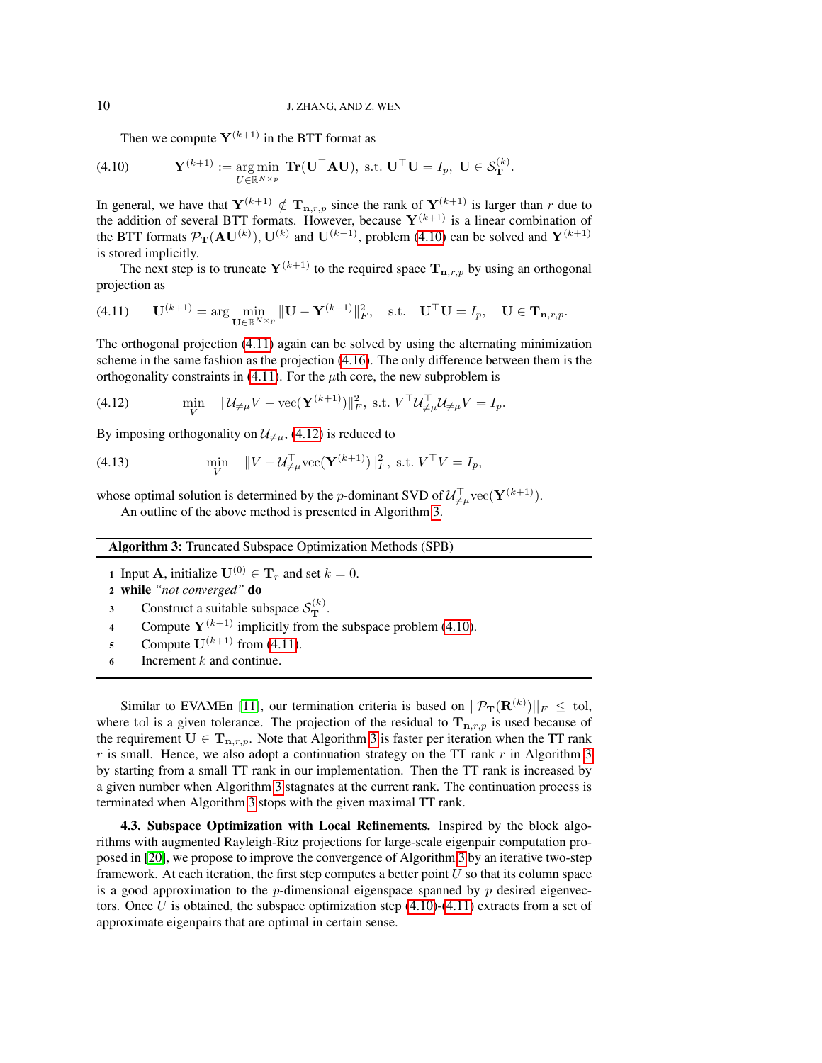Then we compute $\mathbf{Y}^{(k+1)}$ in the BTT format as

$$\mathbf{Y}^{(k+1)} := \underset{U \in \mathbb{R}^{N \times p}}{\arg\min} \ \mathbf{Tr}(\mathbf{U}^\top \mathbf{A}\mathbf{U}), \text{ s.t. } \mathbf{U}^\top \mathbf{U} = I_p, \ \mathbf{U} \in \mathcal{S}_{\mathbf{T}}^{(k)}. \tag{4.10}$$

In general, we have that $\mathbf{Y}^{(k+1)} \notin \mathbf{T}_{\mathbf{n},r,p}$ since the rank of $\mathbf{Y}^{(k+1)}$ is larger than $r$ due to the addition of several BTT formats. However, because $\mathbf{Y}^{(k+1)}$ is a linear combination of the BTT formats $\mathcal{P}_{\mathbf{T}}(\mathbf{A}\mathbf{U}^{(k)})$, $\mathbf{U}^{(k)}$ and $\mathbf{U}^{(k-1)}$, problem (4.10) can be solved and $\mathbf{Y}^{(k+1)}$ is stored implicitly.

The next step is to truncate $\mathbf{Y}^{(k+1)}$ to the required space $\mathbf{T}_{\mathbf{n},r,p}$ by using an orthogonal projection as

$$\mathbf{U}^{(k+1)} = \arg \min_{\mathbf{U} \in \mathbb{R}^{N \times p}} \|\mathbf{U} - \mathbf{Y}^{(k+1)}\|_F^2, \quad \text{s.t.} \quad \mathbf{U}^\top \mathbf{U} = I_p, \quad \mathbf{U} \in \mathbf{T}_{\mathbf{n},r,p}. \tag{4.11}$$

The orthogonal projection (4.11) again can be solved by using the alternating minimization scheme in the same fashion as the projection (4.16). The only difference between them is the orthogonality constraints in (4.11). For the $\mu$th core, the new subproblem is

$$\min_{V} \quad \|\mathcal{U}_{\neq\mu} V - \text{vec}(\mathbf{Y}^{(k+1)})\|_F^2, \text{ s.t. } V^\top \mathcal{U}_{\neq\mu}^\top \mathcal{U}_{\neq\mu} V = I_p. \tag{4.12}$$

By imposing orthogonality on $\mathcal{U}_{\neq\mu}$, (4.12) is reduced to

$$\min_{V} \quad \|V - \mathcal{U}_{\neq\mu}^\top \text{vec}(\mathbf{Y}^{(k+1)})\|_F^2, \text{ s.t. } V^\top V = I_p, \tag{4.13}$$

whose optimal solution is determined by the $p$-dominant SVD of $\mathcal{U}_{\neq\mu}^\top \text{vec}(\mathbf{Y}^{(k+1)})$.

An outline of the above method is presented in Algorithm 3.

**Algorithm 3:** Truncated Subspace Optimization Methods (SPB)

1. Input $\mathbf{A}$, initialize $\mathbf{U}^{(0)} \in \mathbf{T}_r$ and set $k = 0$.
2. **while** *"not converged"* **do**
3. Construct a suitable subspace $\mathcal{S}_{\mathbf{T}}^{(k)}$.
4. Compute $\mathbf{Y}^{(k+1)}$ implicitly from the subspace problem (4.10).
5. Compute $\mathbf{U}^{(k+1)}$ from (4.11).
6. Increment $k$ and continue.

Similar to EVAMEn [11], our termination criteria is based on $||\mathcal{P}_{\mathbf{T}}(\mathbf{R}^{(k)})||_F \leq \text{tol}$, where tol is a given tolerance. The projection of the residual to $\mathbf{T}_{\mathbf{n},r,p}$ is used because of the requirement $\mathbf{U} \in \mathbf{T}_{\mathbf{n},r,p}$. Note that Algorithm 3 is faster per iteration when the TT rank $r$ is small. Hence, we also adopt a continuation strategy on the TT rank $r$ in Algorithm 3 by starting from a small TT rank in our implementation. Then the TT rank is increased by a given number when Algorithm 3 stagnates at the current rank. The continuation process is terminated when Algorithm 3 stops with the given maximal TT rank.

**4.3. Subspace Optimization with Local Refinements.** Inspired by the block algorithms with augmented Rayleigh-Ritz projections for large-scale eigenpair computation proposed in [20], we propose to improve the convergence of Algorithm 3 by an iterative two-step framework. At each iteration, the first step computes a better point $U$ so that its column space is a good approximation to the $p$-dimensional eigenspace spanned by $p$ desired eigenvectors. Once $U$ is obtained, the subspace optimization step (4.10)-(4.11) extracts from a set of approximate eigenpairs that are optimal in certain sense.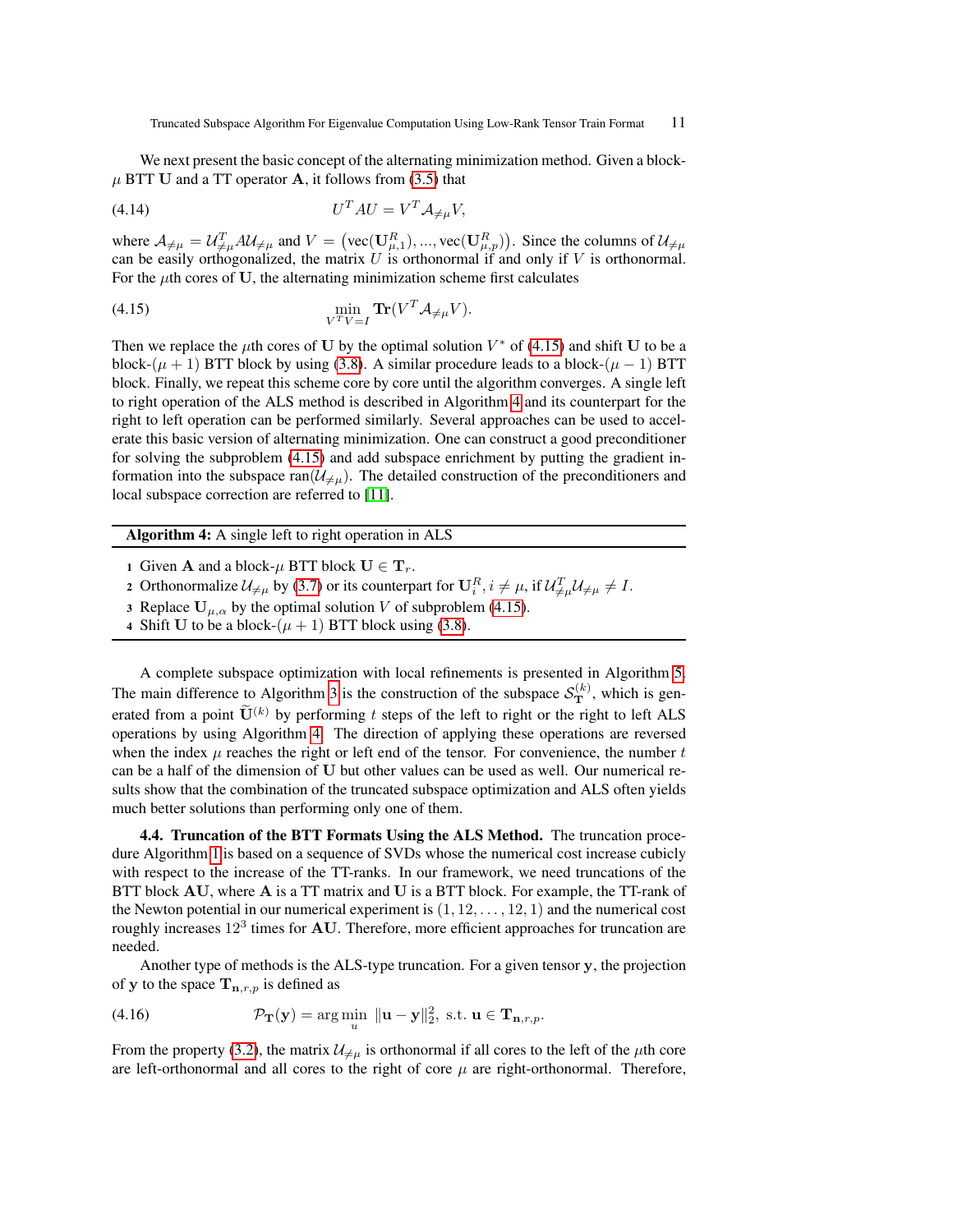We next present the basic concept of the alternating minimization method. Given a block-$\mu$ BTT $\mathbf{U}$ and a TT operator $\mathbf{A}$, it follows from (3.5) that

$$U^T A U = V^T \mathcal{A}_{\neq\mu} V, \tag{4.14}$$

where $\mathcal{A}_{\neq\mu} = \mathcal{U}_{\neq\mu}^T A \mathcal{U}_{\neq\mu}$ and $V = \left(\text{vec}(\mathbf{U}_{\mu,1}^R), ..., \text{vec}(\mathbf{U}_{\mu,p}^R)\right)$. Since the columns of $\mathcal{U}_{\neq\mu}$ can be easily orthogonalized, the matrix $U$ is orthonormal if and only if $V$ is orthonormal. For the $\mu$th cores of $\mathbf{U}$, the alternating minimization scheme first calculates

$$\min_{V^T V = I} \mathbf{Tr}(V^T \mathcal{A}_{\neq\mu} V). \tag{4.15}$$

Then we replace the $\mu$th cores of $\mathbf{U}$ by the optimal solution $V^*$ of (4.15) and shift $\mathbf{U}$ to be a block-$(\mu+1)$ BTT block by using (3.8). A similar procedure leads to a block-$(\mu-1)$ BTT block. Finally, we repeat this scheme core by core until the algorithm converges. A single left to right operation of the ALS method is described in Algorithm 4 and its counterpart for the right to left operation can be performed similarly. Several approaches can be used to accelerate this basic version of alternating minimization. One can construct a good preconditioner for solving the subproblem (4.15) and add subspace enrichment by putting the gradient information into the subspace $\text{ran}(\mathcal{U}_{\neq\mu})$. The detailed construction of the preconditioners and local subspace correction are referred to [11].

**Algorithm 4:** A single left to right operation in ALS

1. Given $\mathbf{A}$ and a block-$\mu$ BTT block $\mathbf{U} \in \mathbf{T}_r$.
2. Orthonormalize $\mathcal{U}_{\neq\mu}$ by (3.7) or its counterpart for $\mathbf{U}_i^R, i \neq \mu$, if $\mathcal{U}_{\neq\mu}^T \mathcal{U}_{\neq\mu} \neq I$.
3. Replace $\mathbf{U}_{\mu,\alpha}$ by the optimal solution $V$ of subproblem (4.15).
4. Shift $\mathbf{U}$ to be a block-$(\mu+1)$ BTT block using (3.8).

A complete subspace optimization with local refinements is presented in Algorithm 5. The main difference to Algorithm 3 is the construction of the subspace $\mathcal{S}_{\mathbf{T}}^{(k)}$, which is generated from a point $\widetilde{\mathbf{U}}^{(k)}$ by performing $t$ steps of the left to right or the right to left ALS operations by using Algorithm 4. The direction of applying these operations are reversed when the index $\mu$ reaches the right or left end of the tensor. For convenience, the number $t$ can be a half of the dimension of $\mathbf{U}$ but other values can be used as well. Our numerical results show that the combination of the truncated subspace optimization and ALS often yields much better solutions than performing only one of them.

**4.4. Truncation of the BTT Formats Using the ALS Method.** The truncation procedure Algorithm 1 is based on a sequence of SVDs whose the numerical cost increase cubicly with respect to the increase of the TT-ranks. In our framework, we need truncations of the BTT block $\mathbf{AU}$, where $\mathbf{A}$ is a TT matrix and $\mathbf{U}$ is a BTT block. For example, the TT-rank of the Newton potential in our numerical experiment is $(1, 12, \ldots, 12, 1)$ and the numerical cost roughly increases $12^3$ times for $\mathbf{AU}$. Therefore, more efficient approaches for truncation are needed.

Another type of methods is the ALS-type truncation. For a given tensor $\mathbf{y}$, the projection of $\mathbf{y}$ to the space $\mathbf{T}_{\mathbf{n},r,p}$ is defined as

$$\mathcal{P}_{\mathbf{T}}(\mathbf{y}) = \arg\min_{u} \ \|\mathbf{u} - \mathbf{y}\|_2^2, \text{ s.t. } \mathbf{u} \in \mathbf{T}_{\mathbf{n},r,p}. \tag{4.16}$$

From the property (3.2), the matrix $\mathcal{U}_{\neq\mu}$ is orthonormal if all cores to the left of the $\mu$th core are left-orthonormal and all cores to the right of core $\mu$ are right-orthonormal. Therefore,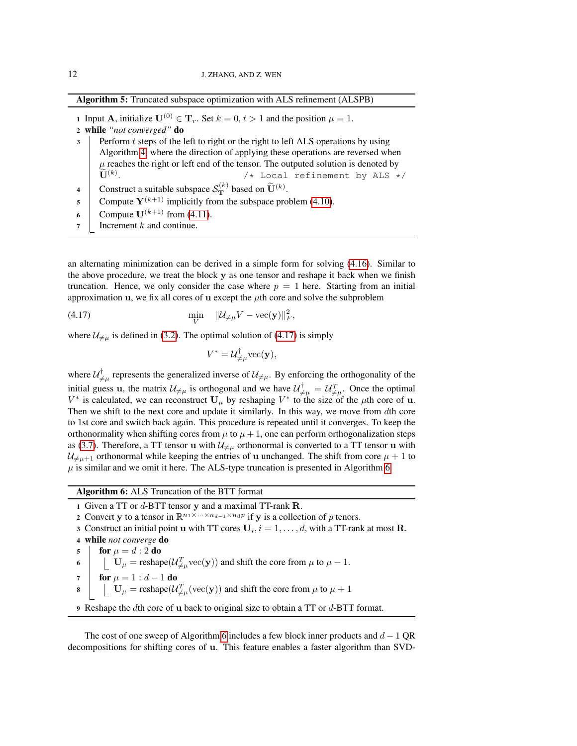**Algorithm 5:** Truncated subspace optimization with ALS refinement (ALSPB)

```
1 Input A, initialize U^(0) ∈ T_r. Set k = 0, t > 1 and the position μ = 1.
2 while "not converged" do
3     Perform t steps of the left to right or the right to left ALS operations by using
      Algorithm 4, where the direction of applying these operations are reversed when
      μ reaches the right or left end of the tensor. The outputed solution is denoted by
      Ũ^(k).                                          /* Local refinement by ALS */
4     Construct a suitable subspace S_T^(k) based on Ũ^(k).
5     Compute Y^(k+1) implicitly from the subspace problem (4.10).
6     Compute U^(k+1) from (4.11).
7     Increment k and continue.
```

an alternating minimization can be derived in a simple form for solving (4.16). Similar to the above procedure, we treat the block $\mathbf{y}$ as one tensor and reshape it back when we finish truncation. Hence, we only consider the case where $p = 1$ here. Starting from an initial approximation $\mathbf{u}$, we fix all cores of $\mathbf{u}$ except the $\mu$th core and solve the subproblem

$$\min_{V} \quad \|\mathcal{U}_{\neq\mu} V - \mathrm{vec}(\mathbf{y})\|_F^2, \tag{4.17}$$

where $\mathcal{U}_{\neq\mu}$ is defined in (3.2). The optimal solution of (4.17) is simply

$$V^* = \mathcal{U}_{\neq\mu}^{\dagger}\mathrm{vec}(\mathbf{y}),$$

where $\mathcal{U}_{\neq\mu}^{\dagger}$ represents the generalized inverse of $\mathcal{U}_{\neq\mu}$. By enforcing the orthogonality of the initial guess $\mathbf{u}$, the matrix $\mathcal{U}_{\neq\mu}$ is orthogonal and we have $\mathcal{U}_{\neq\mu}^{\dagger} = \mathcal{U}_{\neq\mu}^{T}$. Once the optimal $V^*$ is calculated, we can reconstruct $\mathbf{U}_\mu$ by reshaping $V^*$ to the size of the $\mu$th core of $\mathbf{u}$. Then we shift to the next core and update it similarly. In this way, we move from $d$th core to 1st core and switch back again. This procedure is repeated until it converges. To keep the orthonormality when shifting cores from $\mu$ to $\mu+1$, one can perform orthogonalization steps as (3.7). Therefore, a TT tensor $\mathbf{u}$ with $\mathcal{U}_{\neq\mu}$ orthonormal is converted to a TT tensor $\mathbf{u}$ with $\mathcal{U}_{\neq\mu+1}$ orthonormal while keeping the entries of $\mathbf{u}$ unchanged. The shift from core $\mu+1$ to $\mu$ is similar and we omit it here. The ALS-type truncation is presented in Algorithm 6.

**Algorithm 6:** ALS Truncation of the BTT format

```
1 Given a TT or d-BTT tensor y and a maximal TT-rank R.
2 Convert y to a tensor in R^{n_1 × ··· × n_{d-1} × n_d p} if y is a collection of p tenors.
3 Construct an initial point u with TT cores U_i, i = 1, ..., d, with a TT-rank at most R.
4 while not converge do
5     for μ = d : 2 do
6         U_μ = reshape(U_{≠μ}^T vec(y)) and shift the core from μ to μ − 1.
7     for μ = 1 : d − 1 do
8         U_μ = reshape(U_{≠μ}^T (vec(y)) and shift the core from μ to μ + 1
9 Reshape the dth core of u back to original size to obtain a TT or d-BTT format.
```

The cost of one sweep of Algorithm 6 includes a few block inner products and $d-1$ QR decompositions for shifting cores of $\mathbf{u}$. This feature enables a faster algorithm than SVD-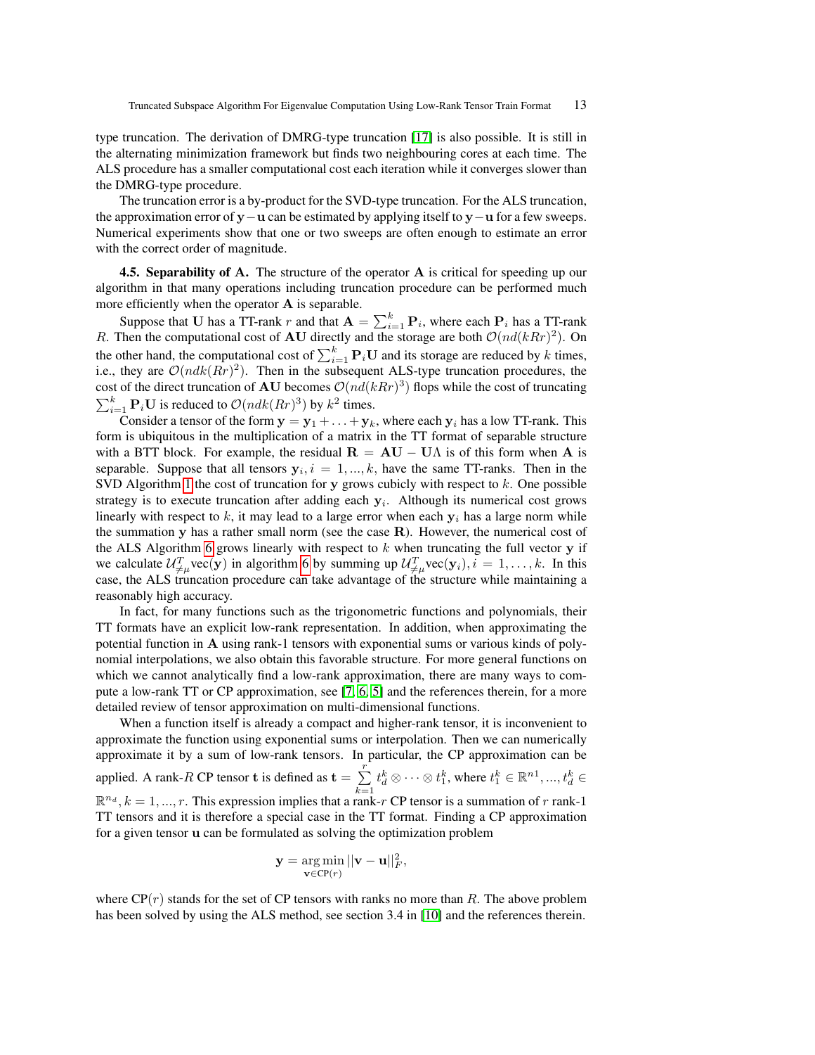type truncation. The derivation of DMRG-type truncation [17] is also possible. It is still in the alternating minimization framework but finds two neighbouring cores at each time. The ALS procedure has a smaller computational cost each iteration while it converges slower than the DMRG-type procedure.

The truncation error is a by-product for the SVD-type truncation. For the ALS truncation, the approximation error of $\mathbf{y}-\mathbf{u}$ can be estimated by applying itself to $\mathbf{y}-\mathbf{u}$ for a few sweeps. Numerical experiments show that one or two sweeps are often enough to estimate an error with the correct order of magnitude.

**4.5. Separability of A.** The structure of the operator $\mathbf{A}$ is critical for speeding up our algorithm in that many operations including truncation procedure can be performed much more efficiently when the operator $\mathbf{A}$ is separable.

Suppose that $\mathbf{U}$ has a TT-rank $r$ and that $\mathbf{A} = \sum_{i=1}^{k} \mathbf{P}_i$, where each $\mathbf{P}_i$ has a TT-rank $R$. Then the computational cost of $\mathbf{AU}$ directly and the storage are both $\mathcal{O}(nd(kRr)^2)$. On the other hand, the computational cost of $\sum_{i=1}^{k} \mathbf{P}_i\mathbf{U}$ and its storage are reduced by $k$ times, i.e., they are $\mathcal{O}(ndk(Rr)^2)$. Then in the subsequent ALS-type truncation procedures, the cost of the direct truncation of $\mathbf{AU}$ becomes $\mathcal{O}(nd(kRr)^3)$ flops while the cost of truncating $\sum_{i=1}^{k} \mathbf{P}_i\mathbf{U}$ is reduced to $\mathcal{O}(ndk(Rr)^3)$ by $k^2$ times.

Consider a tensor of the form $\mathbf{y} = \mathbf{y}_1 + \ldots + \mathbf{y}_k$, where each $\mathbf{y}_i$ has a low TT-rank. This form is ubiquitous in the multiplication of a matrix in the TT format of separable structure with a BTT block. For example, the residual $\mathbf{R} = \mathbf{AU} - \mathbf{U}\Lambda$ is of this form when $\mathbf{A}$ is separable. Suppose that all tensors $\mathbf{y}_i, i = 1, ..., k$, have the same TT-ranks. Then in the SVD Algorithm 1 the cost of truncation for $\mathbf{y}$ grows cubicly with respect to $k$. One possible strategy is to execute truncation after adding each $\mathbf{y}_i$. Although its numerical cost grows linearly with respect to $k$, it may lead to a large error when each $\mathbf{y}_i$ has a large norm while the summation $\mathbf{y}$ has a rather small norm (see the case $\mathbf{R}$). However, the numerical cost of the ALS Algorithm 6 grows linearly with respect to $k$ when truncating the full vector $\mathbf{y}$ if we calculate $\mathcal{U}_{\neq\mu}^T \text{vec}(\mathbf{y})$ in algorithm 6 by summing up $\mathcal{U}_{\neq\mu}^T \text{vec}(\mathbf{y}_i), i = 1, \ldots, k$. In this case, the ALS truncation procedure can take advantage of the structure while maintaining a reasonably high accuracy.

In fact, for many functions such as the trigonometric functions and polynomials, their TT formats have an explicit low-rank representation. In addition, when approximating the potential function in $\mathbf{A}$ using rank-1 tensors with exponential sums or various kinds of polynomial interpolations, we also obtain this favorable structure. For more general functions on which we cannot analytically find a low-rank approximation, there are many ways to compute a low-rank TT or CP approximation, see [7, 6, 5] and the references therein, for a more detailed review of tensor approximation on multi-dimensional functions.

When a function itself is already a compact and higher-rank tensor, it is inconvenient to approximate the function using exponential sums or interpolation. Then we can numerically approximate it by a sum of low-rank tensors. In particular, the CP approximation can be applied. A rank-$R$ CP tensor $\mathbf{t}$ is defined as $\mathbf{t} = \sum_{k=1}^{r} t_d^k \otimes \cdots \otimes t_1^k$, where $t_1^k \in \mathbb{R}^{n1}, ..., t_d^k \in \mathbb{R}^{n_d}, k = 1, ..., r$. This expression implies that a rank-$r$ CP tensor is a summation of $r$ rank-1 TT tensors and it is therefore a special case in the TT format. Finding a CP approximation for a given tensor $\mathbf{u}$ can be formulated as solving the optimization problem

$$\mathbf{y} = \underset{\mathbf{v} \in \text{CP}(r)}{\arg\min} \, ||\mathbf{v} - \mathbf{u}||_F^2,$$

where $\text{CP}(r)$ stands for the set of CP tensors with ranks no more than $R$. The above problem has been solved by using the ALS method, see section 3.4 in [10] and the references therein.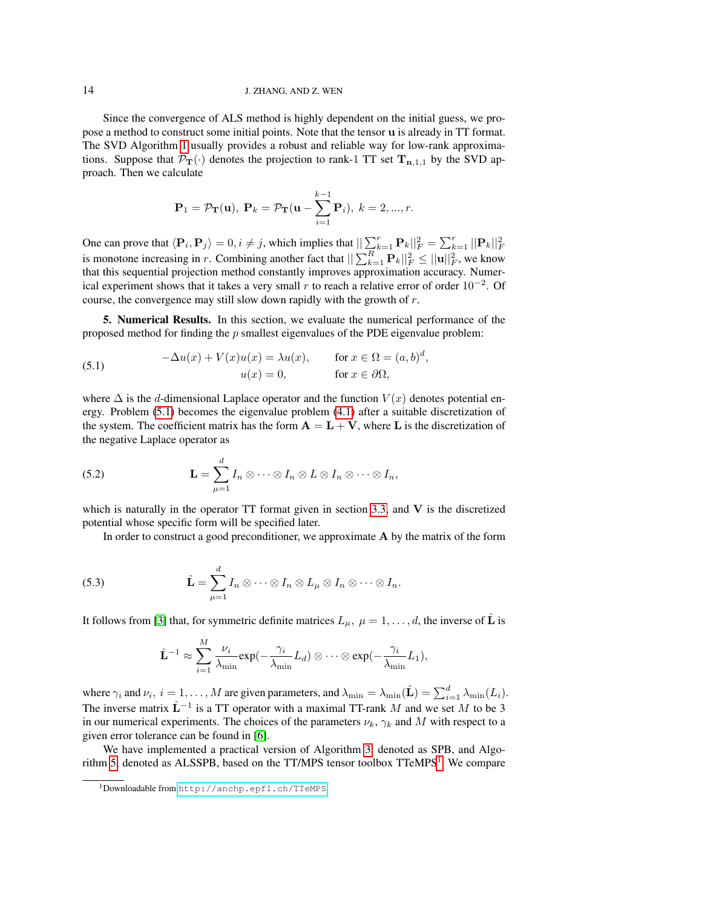Since the convergence of ALS method is highly dependent on the initial guess, we propose a method to construct some initial points. Note that the tensor $\mathbf{u}$ is already in TT format. The SVD Algorithm 1 usually provides a robust and reliable way for low-rank approximations. Suppose that $\mathcal{P}_{\mathbf{T}}(\cdot)$ denotes the projection to rank-1 TT set $\mathbf{T}_{\mathbf{n},1,1}$ by the SVD approach. Then we calculate

$$\mathbf{P}_1 = \mathcal{P}_{\mathbf{T}}(\mathbf{u}),\ \mathbf{P}_k = \mathcal{P}_{\mathbf{T}}(\mathbf{u} - \sum_{i=1}^{k-1} \mathbf{P}_i),\ k = 2, ..., r.$$

One can prove that $\langle \mathbf{P}_i, \mathbf{P}_j \rangle = 0, i \neq j$, which implies that $||\sum_{k=1}^{r} \mathbf{P}_k||_F^2 = \sum_{k=1}^{r} ||\mathbf{P}_k||_F^2$ is monotone increasing in $r$. Combining another fact that $||\sum_{k=1}^{R} \mathbf{P}_k||_F^2 \leq ||\mathbf{u}||_F^2$, we know that this sequential projection method constantly improves approximation accuracy. Numerical experiment shows that it takes a very small $r$ to reach a relative error of order $10^{-2}$. Of course, the convergence may still slow down rapidly with the growth of $r$.

**5. Numerical Results.** In this section, we evaluate the numerical performance of the proposed method for finding the $p$ smallest eigenvalues of the PDE eigenvalue problem:

$$\begin{aligned} -\Delta u(x) + V(x)u(x) &= \lambda u(x), \qquad && \text{for } x \in \Omega = (a, b)^d, \\ u(x) &= 0, && \text{for } x \in \partial\Omega, \end{aligned} \tag{5.1}$$

where $\Delta$ is the $d$-dimensional Laplace operator and the function $V(x)$ denotes potential energy. Problem (5.1) becomes the eigenvalue problem (4.1) after a suitable discretization of the system. The coefficient matrix has the form $\mathbf{A} = \mathbf{L} + \mathbf{V}$, where $\mathbf{L}$ is the discretization of the negative Laplace operator as

$$\mathbf{L} = \sum_{\mu=1}^{d} I_n \otimes \cdots \otimes I_n \otimes L \otimes I_n \otimes \cdots \otimes I_n, \tag{5.2}$$

which is naturally in the operator TT format given in section 3.3, and $\mathbf{V}$ is the discretized potential whose specific form will be specified later.

In order to construct a good preconditioner, we approximate $\mathbf{A}$ by the matrix of the form

$$\hat{\mathbf{L}} = \sum_{\mu=1}^{d} I_n \otimes \cdots \otimes I_n \otimes L_\mu \otimes I_n \otimes \cdots \otimes I_n. \tag{5.3}$$

It follows from [3] that, for symmetric definite matrices $L_\mu,\ \mu = 1, \ldots, d$, the inverse of $\hat{\mathbf{L}}$ is

$$\hat{\mathbf{L}}^{-1} \approx \sum_{i=1}^{M} \frac{\nu_i}{\lambda_{\min}} \exp(-\frac{\gamma_i}{\lambda_{\min}} L_d) \otimes \cdots \otimes \exp(-\frac{\gamma_i}{\lambda_{\min}} L_1),$$

where $\gamma_i$ and $\nu_i$, $i = 1, \ldots, M$ are given parameters, and $\lambda_{\min} = \lambda_{\min}(\hat{\mathbf{L}}) = \sum_{i=1}^{d} \lambda_{\min}(L_i)$. The inverse matrix $\hat{\mathbf{L}}^{-1}$ is a TT operator with a maximal TT-rank $M$ and we set $M$ to be 3 in our numerical experiments. The choices of the parameters $\nu_k$, $\gamma_k$ and $M$ with respect to a given error tolerance can be found in [6].

We have implemented a practical version of Algorithm 3, denoted as SPB, and Algorithm 5, denoted as ALSSPB, based on the TT/MPS tensor toolbox TTeMPS[1]. We compare

[1] Downloadable from http://anchp.epfl.ch/TTeMPS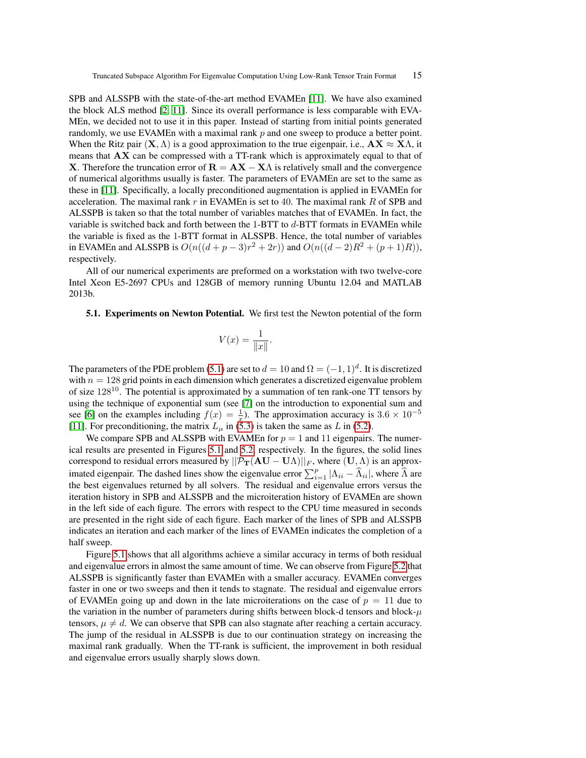SPB and ALSSPB with the state-of-the-art method EVAMEn [11]. We have also examined the block ALS method [2, 11]. Since its overall performance is less comparable with EVAMEn, we decided not to use it in this paper. Instead of starting from initial points generated randomly, we use EVAMEn with a maximal rank $p$ and one sweep to produce a better point. When the Ritz pair $(\mathbf{X}, \Lambda)$ is a good approximation to the true eigenpair, i.e., $\mathbf{AX} \approx \mathbf{X}\Lambda$, it means that $\mathbf{AX}$ can be compressed with a TT-rank which is approximately equal to that of $\mathbf{X}$. Therefore the truncation error of $\mathbf{R} = \mathbf{AX} - \mathbf{X}\Lambda$ is relatively small and the convergence of numerical algorithms usually is faster. The parameters of EVAMEn are set to the same as these in [11]. Specifically, a locally preconditioned augmentation is applied in EVAMEn for acceleration. The maximal rank $r$ in EVAMEn is set to 40. The maximal rank $R$ of SPB and ALSSPB is taken so that the total number of variables matches that of EVAMEn. In fact, the variable is switched back and forth between the 1-BTT to $d$-BTT formats in EVAMEn while the variable is fixed as the 1-BTT format in ALSSPB. Hence, the total number of variables in EVAMEn and ALSSPB is $O(n((d + p - 3)r^2 + 2r))$ and $O(n((d - 2)R^2 + (p + 1)R))$, respectively.

All of our numerical experiments are preformed on a workstation with two twelve-core Intel Xeon E5-2697 CPUs and 128GB of memory running Ubuntu 12.04 and MATLAB 2013b.

**5.1. Experiments on Newton Potential.** We first test the Newton potential of the form

$$V(x) = \frac{1}{\|x\|}.$$

The parameters of the PDE problem (5.1) are set to $d = 10$ and $\Omega = (-1, 1)^d$. It is discretized with $n = 128$ grid points in each dimension which generates a discretized eigenvalue problem of size $128^{10}$. The potential is approximated by a summation of ten rank-one TT tensors by using the technique of exponential sum (see [7] on the introduction to exponential sum and see [6] on the examples including $f(x) = \frac{1}{x}$). The approximation accuracy is $3.6 \times 10^{-5}$ [11]. For preconditioning, the matrix $L_\mu$ in (5.3) is taken the same as $L$ in (5.2).

We compare SPB and ALSSPB with EVAMEn for $p = 1$ and 11 eigenpairs. The numerical results are presented in Figures 5.1 and 5.2, respectively. In the figures, the solid lines correspond to residual errors measured by $||\mathcal{P}_{\mathbf{T}}(\mathbf{AU} - \mathbf{U}\Lambda)||_F$, where $(\mathbf{U}, \Lambda)$ is an approximated eigenpair. The dashed lines show the eigenvalue error $\sum_{i=1}^{p} |\Lambda_{ii} - \widehat{\Lambda}_{ii}|$, where $\widehat{\Lambda}$ are the best eigenvalues returned by all solvers. The residual and eigenvalue errors versus the iteration history in SPB and ALSSPB and the microiteration history of EVAMEn are shown in the left side of each figure. The errors with respect to the CPU time measured in seconds are presented in the right side of each figure. Each marker of the lines of SPB and ALSSPB indicates an iteration and each marker of the lines of EVAMEn indicates the completion of a half sweep.

Figure 5.1 shows that all algorithms achieve a similar accuracy in terms of both residual and eigenvalue errors in almost the same amount of time. We can observe from Figure 5.2 that ALSSPB is significantly faster than EVAMEn with a smaller accuracy. EVAMEn converges faster in one or two sweeps and then it tends to stagnate. The residual and eigenvalue errors of EVAMEn going up and down in the late microiterations on the case of $p = 11$ due to the variation in the number of parameters during shifts between block-d tensors and block-$\mu$ tensors, $\mu \neq d$. We can observe that SPB can also stagnate after reaching a certain accuracy. The jump of the residual in ALSSPB is due to our continuation strategy on increasing the maximal rank gradually. When the TT-rank is sufficient, the improvement in both residual and eigenvalue errors usually sharply slows down.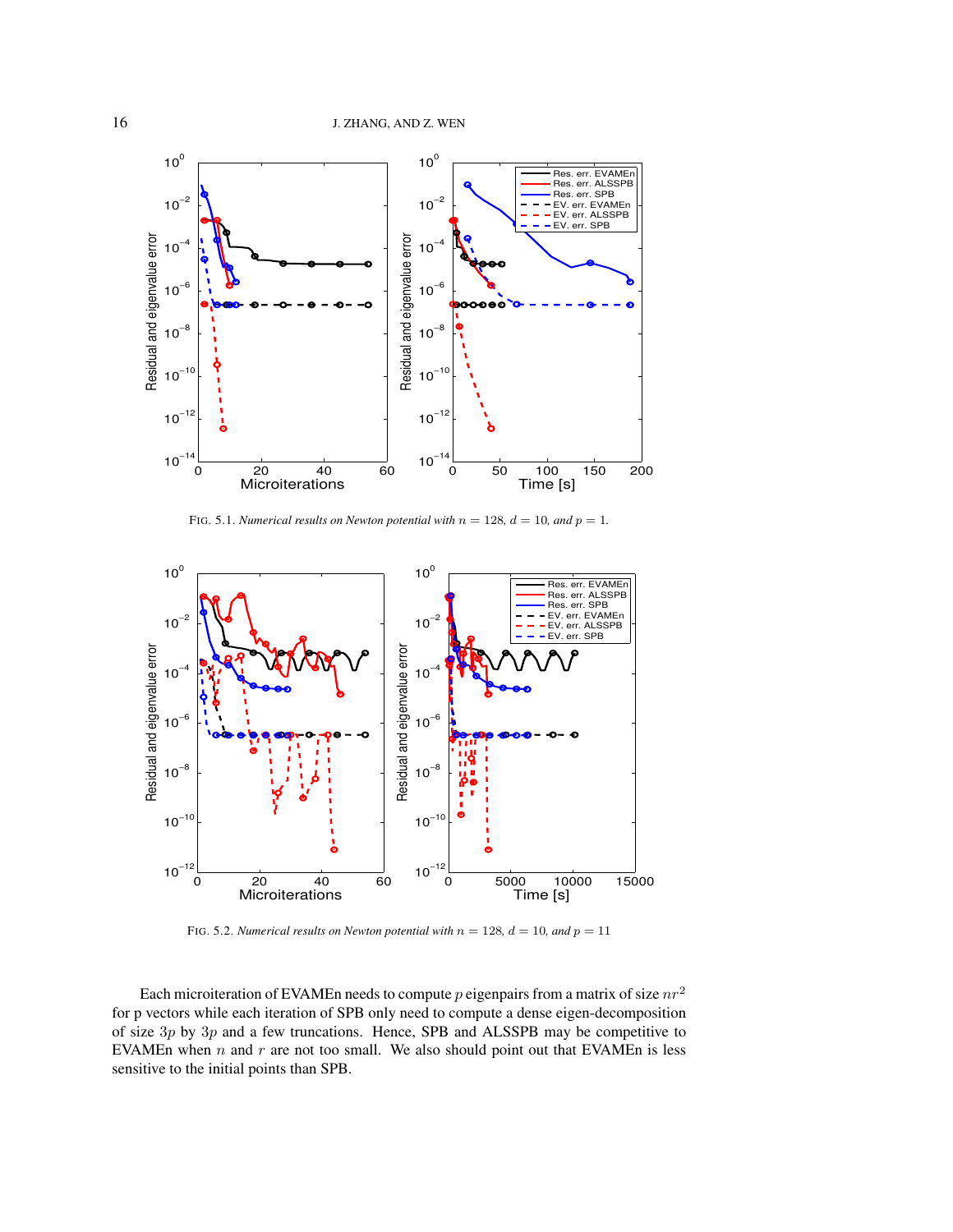FIG. 5.1. *Numerical results on Newton potential with $n = 128$, $d = 10$, and $p = 1$.*

FIG. 5.2. *Numerical results on Newton potential with $n = 128$, $d = 10$, and $p = 11$*

Each microiteration of EVAMEn needs to compute $p$ eigenpairs from a matrix of size $nr^2$ for p vectors while each iteration of SPB only need to compute a dense eigen-decomposition of size $3p$ by $3p$ and a few truncations. Hence, SPB and ALSSPB may be competitive to EVAMEn when $n$ and $r$ are not too small. We also should point out that EVAMEn is less sensitive to the initial points than SPB.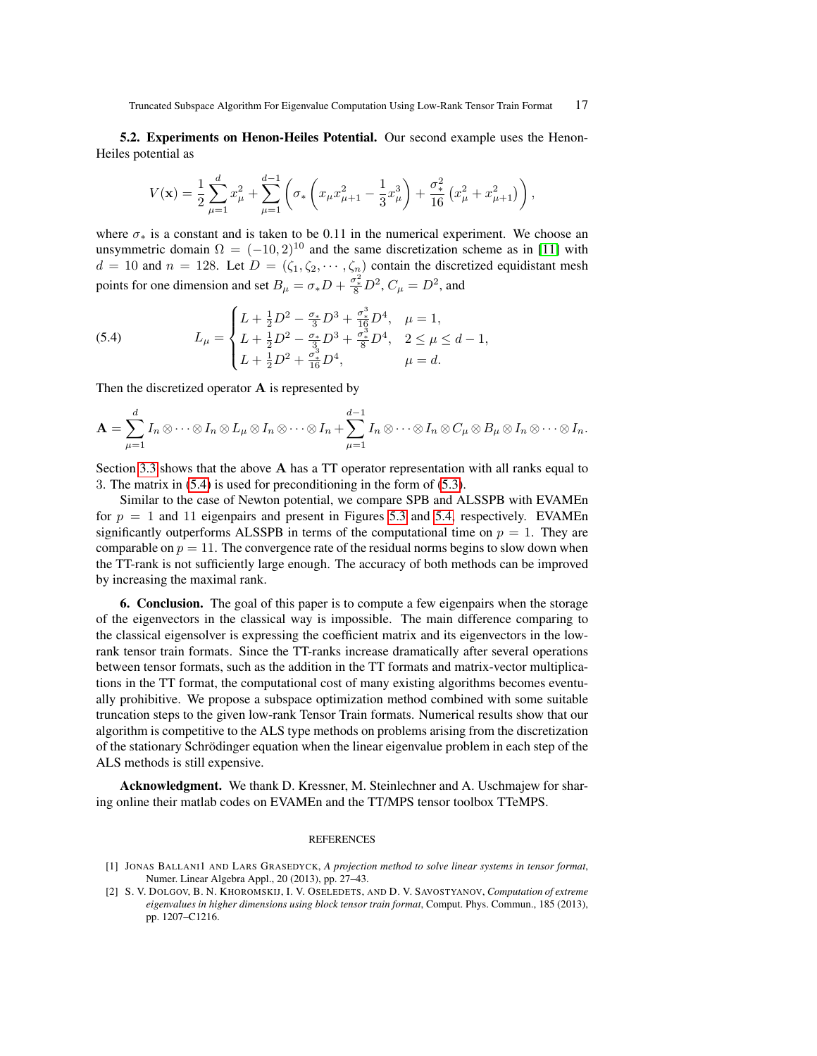**5.2. Experiments on Henon-Heiles Potential.** Our second example uses the Henon-Heiles potential as

$$V(\mathbf{x}) = \frac{1}{2}\sum_{\mu=1}^{d} x_\mu^2 + \sum_{\mu=1}^{d-1}\left(\sigma_*\left(x_\mu x_{\mu+1}^2 - \frac{1}{3}x_\mu^3\right) + \frac{\sigma_*^2}{16}\left(x_\mu^2 + x_{\mu+1}^2\right)\right),$$

where $\sigma_*$ is a constant and is taken to be 0.11 in the numerical experiment. We choose an unsymmetric domain $\Omega = (-10, 2)^{10}$ and the same discretization scheme as in [11] with $d = 10$ and $n = 128$. Let $D = (\zeta_1, \zeta_2, \cdots, \zeta_n)$ contain the discretized equidistant mesh points for one dimension and set $B_\mu = \sigma_* D + \frac{\sigma_*^2}{8}D^2$, $C_\mu = D^2$, and

$$L_\mu = \begin{cases} L + \frac{1}{2}D^2 - \frac{\sigma_*}{3}D^3 + \frac{\sigma_*^3}{16}D^4, & \mu = 1, \\ L + \frac{1}{2}D^2 - \frac{\sigma_*}{3}D^3 + \frac{\sigma_*^3}{8}D^4, & 2 \le \mu \le d-1, \\ L + \frac{1}{2}D^2 + \frac{\sigma_*^3}{16}D^4, & \mu = d. \end{cases} \tag{5.4}$$

Then the discretized operator $\mathbf{A}$ is represented by

$$\mathbf{A} = \sum_{\mu=1}^{d} I_n \otimes \cdots \otimes I_n \otimes L_\mu \otimes I_n \otimes \cdots \otimes I_n + \sum_{\mu=1}^{d-1} I_n \otimes \cdots \otimes I_n \otimes C_\mu \otimes B_\mu \otimes I_n \otimes \cdots \otimes I_n.$$

Section 3.3 shows that the above $\mathbf{A}$ has a TT operator representation with all ranks equal to 3. The matrix in (5.4) is used for preconditioning in the form of (5.3).

Similar to the case of Newton potential, we compare SPB and ALSSPB with EVAMEn for $p = 1$ and 11 eigenpairs and present in Figures 5.3 and 5.4, respectively. EVAMEn significantly outperforms ALSSPB in terms of the computational time on $p = 1$. They are comparable on $p = 11$. The convergence rate of the residual norms begins to slow down when the TT-rank is not sufficiently large enough. The accuracy of both methods can be improved by increasing the maximal rank.

**6. Conclusion.** The goal of this paper is to compute a few eigenpairs when the storage of the eigenvectors in the classical way is impossible. The main difference comparing to the classical eigensolver is expressing the coefficient matrix and its eigenvectors in the low-rank tensor train formats. Since the TT-ranks increase dramatically after several operations between tensor formats, such as the addition in the TT formats and matrix-vector multiplications in the TT format, the computational cost of many existing algorithms becomes eventually prohibitive. We propose a subspace optimization method combined with some suitable truncation steps to the given low-rank Tensor Train formats. Numerical results show that our algorithm is competitive to the ALS type methods on problems arising from the discretization of the stationary Schrödinger equation when the linear eigenvalue problem in each step of the ALS methods is still expensive.

**Acknowledgment.** We thank D. Kressner, M. Steinlechner and A. Uschmajew for sharing online their matlab codes on EVAMEn and the TT/MPS tensor toolbox TTeMPS.

REFERENCES

[1] Jonas Ballani1 and Lars Grasedyck, *A projection method to solve linear systems in tensor format*, Numer. Linear Algebra Appl., 20 (2013), pp. 27–43.

[2] S. V. Dolgov, B. N. Khoromskij, I. V. Oseledets, and D. V. Savostyanov, *Computation of extreme eigenvalues in higher dimensions using block tensor train format*, Comput. Phys. Commun., 185 (2013), pp. 1207–C1216.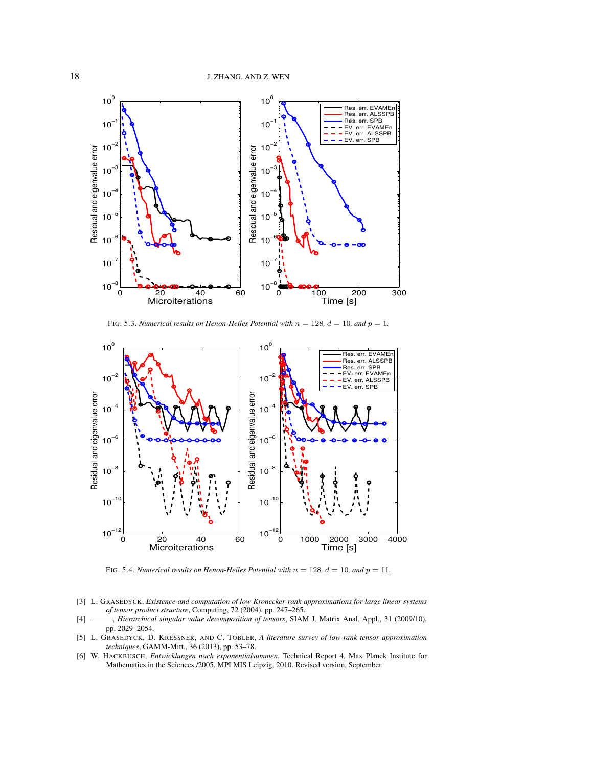FIG. 5.3. *Numerical results on Henon-Heiles Potential with $n = 128$, $d = 10$, and $p = 1$.*

FIG. 5.4. *Numerical results on Henon-Heiles Potential with $n = 128$, $d = 10$, and $p = 11$.*

[3] L. GRASEDYCK, *Existence and computation of low Kronecker-rank approximations for large linear systems of tensor product structure*, Computing, 72 (2004), pp. 247–265.

[4] ———, *Hierarchical singular value decomposition of tensors*, SIAM J. Matrix Anal. Appl., 31 (2009/10), pp. 2029–2054.

[5] L. GRASEDYCK, D. KRESSNER, AND C. TOBLER, *A literature survey of low-rank tensor approximation techniques*, GAMM-Mitt., 36 (2013), pp. 53–78.

[6] W. HACKBUSCH, *Entwicklungen nach exponentialsummen*, Technical Report 4, Max Planck Institute for Mathematics in the Sciences,/2005, MPI MIS Leipzig, 2010. Revised version, September.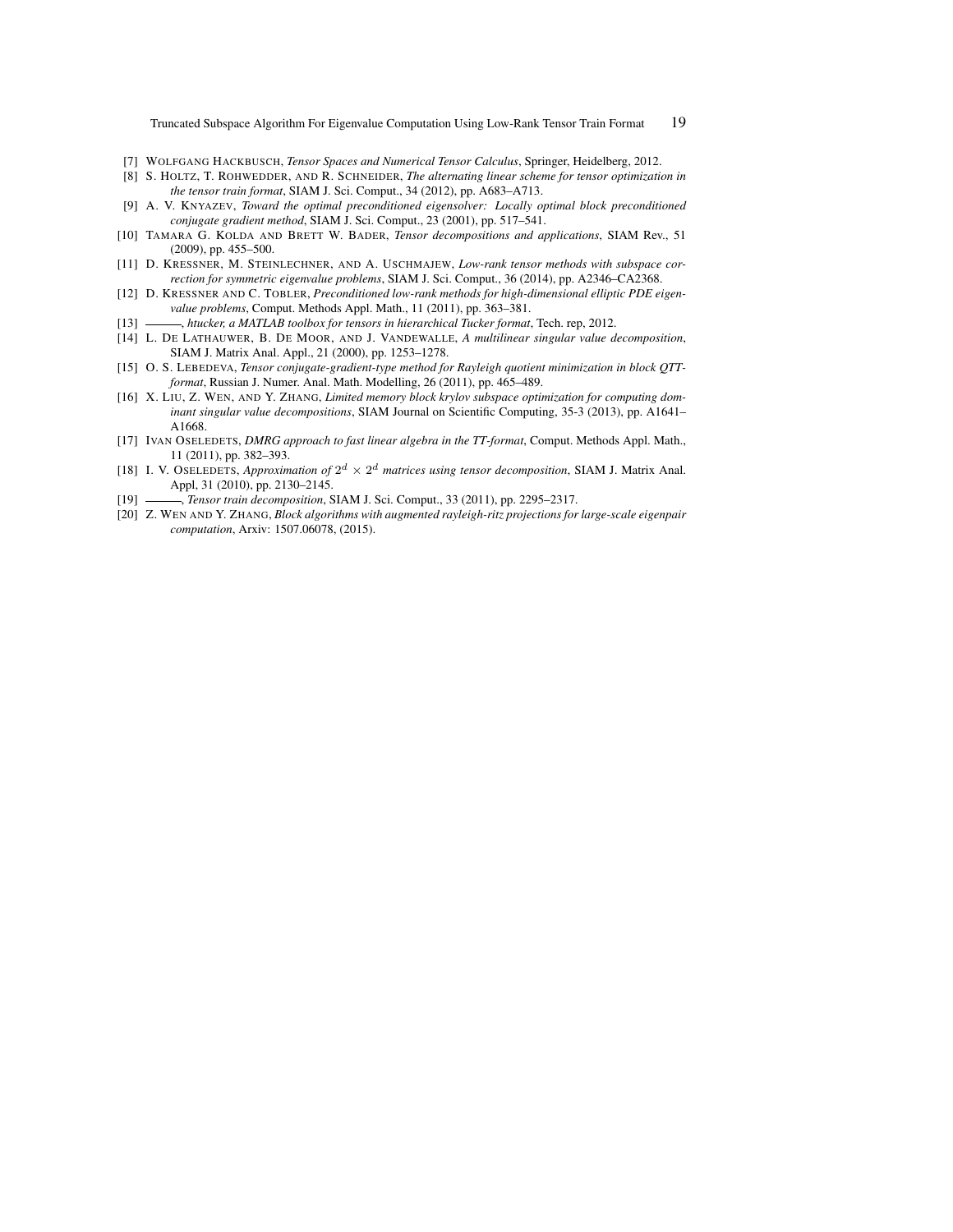[7] WOLFGANG HACKBUSCH, *Tensor Spaces and Numerical Tensor Calculus*, Springer, Heidelberg, 2012.

[8] S. HOLTZ, T. ROHWEDDER, AND R. SCHNEIDER, *The alternating linear scheme for tensor optimization in the tensor train format*, SIAM J. Sci. Comput., 34 (2012), pp. A683–A713.

[9] A. V. KNYAZEV, *Toward the optimal preconditioned eigensolver: Locally optimal block preconditioned conjugate gradient method*, SIAM J. Sci. Comput., 23 (2001), pp. 517–541.

[10] TAMARA G. KOLDA AND BRETT W. BADER, *Tensor decompositions and applications*, SIAM Rev., 51 (2009), pp. 455–500.

[11] D. KRESSNER, M. STEINLECHNER, AND A. USCHMAJEW, *Low-rank tensor methods with subspace correction for symmetric eigenvalue problems*, SIAM J. Sci. Comput., 36 (2014), pp. A2346–CA2368.

[12] D. KRESSNER AND C. TOBLER, *Preconditioned low-rank methods for high-dimensional elliptic PDE eigenvalue problems*, Comput. Methods Appl. Math., 11 (2011), pp. 363–381.

[13] ———, *htucker, a MATLAB toolbox for tensors in hierarchical Tucker format*, Tech. rep, 2012.

[14] L. DE LATHAUWER, B. DE MOOR, AND J. VANDEWALLE, *A multilinear singular value decomposition*, SIAM J. Matrix Anal. Appl., 21 (2000), pp. 1253–1278.

[15] O. S. LEBEDEVA, *Tensor conjugate-gradient-type method for Rayleigh quotient minimization in block QTT-format*, Russian J. Numer. Anal. Math. Modelling, 26 (2011), pp. 465–489.

[16] X. LIU, Z. WEN, AND Y. ZHANG, *Limited memory block krylov subspace optimization for computing dominant singular value decompositions*, SIAM Journal on Scientific Computing, 35-3 (2013), pp. A1641–A1668.

[17] IVAN OSELEDETS, *DMRG approach to fast linear algebra in the TT-format*, Comput. Methods Appl. Math., 11 (2011), pp. 382–393.

[18] I. V. OSELEDETS, *Approximation of $2^d \times 2^d$ matrices using tensor decomposition*, SIAM J. Matrix Anal. Appl, 31 (2010), pp. 2130–2145.

[19] ———, *Tensor train decomposition*, SIAM J. Sci. Comput., 33 (2011), pp. 2295–2317.

[20] Z. WEN AND Y. ZHANG, *Block algorithms with augmented rayleigh-ritz projections for large-scale eigenpair computation*, Arxiv: 1507.06078, (2015).